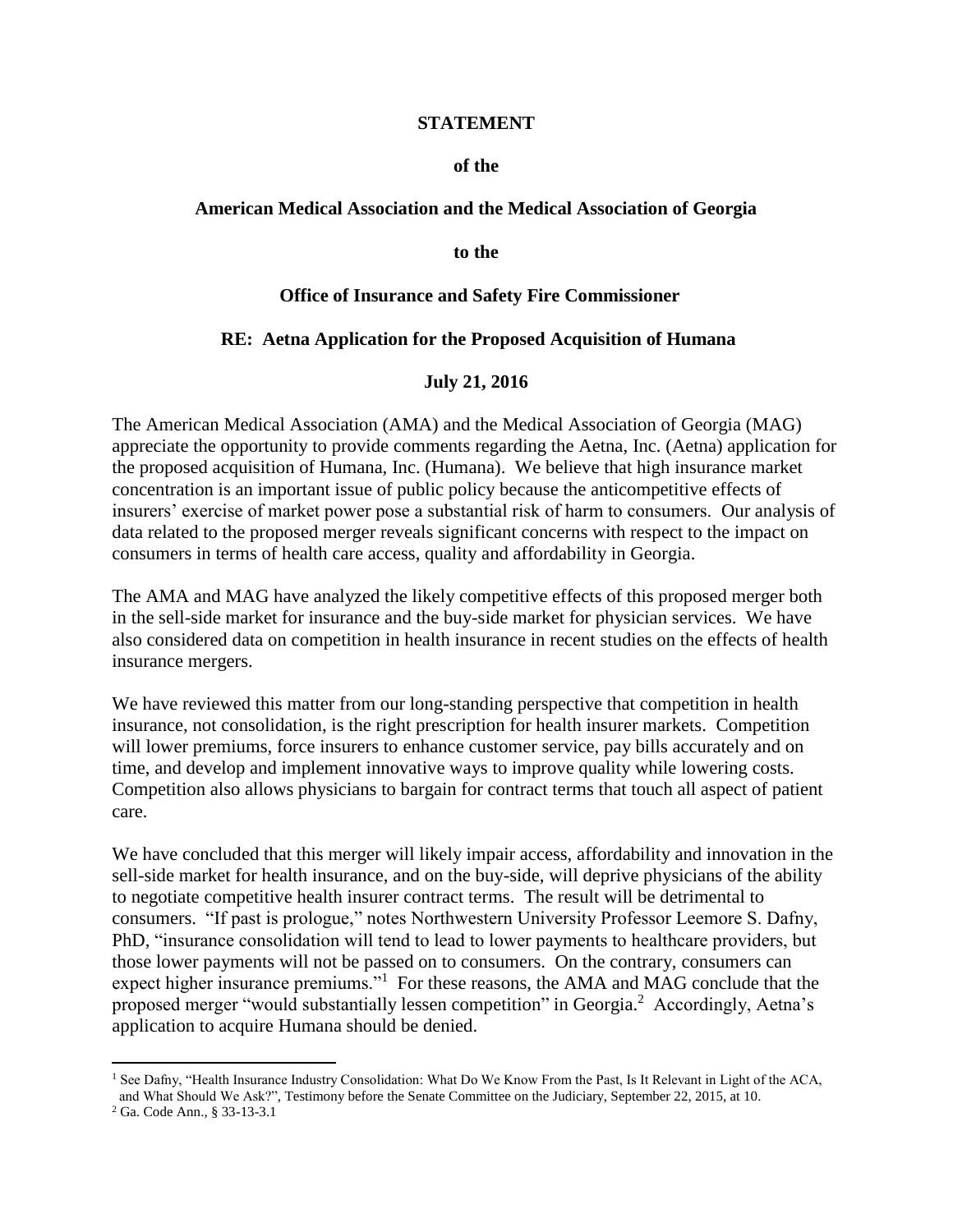**STATEMENT**

**of the**

**American Medical Association and the Medical Association of Georgia**

**to the**

**Office of Insurance and Safety Fire Commissioner**

**RE: Aetna Application for the Proposed Acquisition of Humana**

**July 21, 2016**

The American Medical Association (AMA) and the Medical Association of Georgia (MAG) appreciate the opportunity to provide comments regarding the Aetna, Inc. (Aetna) application for the proposed acquisition of Humana, Inc. (Humana). We believe that high insurance market concentration is an important issue of public policy because the anticompetitive effects of insurers' exercise of market power pose a substantial risk of harm to consumers. Our analysis of data related to the proposed merger reveals significant concerns with respect to the impact on consumers in terms of health care access, quality and affordability in Georgia.

The AMA and MAG have analyzed the likely competitive effects of this proposed merger both in the sell-side market for insurance and the buy-side market for physician services. We have also considered data on competition in health insurance in recent studies on the effects of health insurance mergers.

We have reviewed this matter from our long-standing perspective that competition in health insurance, not consolidation, is the right prescription for health insurer markets. Competition will lower premiums, force insurers to enhance customer service, pay bills accurately and on time, and develop and implement innovative ways to improve quality while lowering costs. Competition also allows physicians to bargain for contract terms that touch all aspect of patient care.

We have concluded that this merger will likely impair access, affordability and innovation in the sell-side market for health insurance, and on the buy-side, will deprive physicians of the ability to negotiate competitive health insurer contract terms. The result will be detrimental to consumers. "If past is prologue," notes Northwestern University Professor Leemore S. Dafny, PhD, "insurance consolidation will tend to lead to lower payments to healthcare providers, but those lower payments will not be passed on to consumers. On the contrary, consumers can expect higher insurance premiums."[1] For these reasons, the AMA and MAG conclude that the proposed merger "would substantially lessen competition" in Georgia.[2] Accordingly, Aetna's application to acquire Humana should be denied.

---

[1] See Dafny, "Health Insurance Industry Consolidation: What Do We Know From the Past, Is It Relevant in Light of the ACA, and What Should We Ask?", Testimony before the Senate Committee on the Judiciary, September 22, 2015, at 10.

[2] Ga. Code Ann., § 33-13-3.1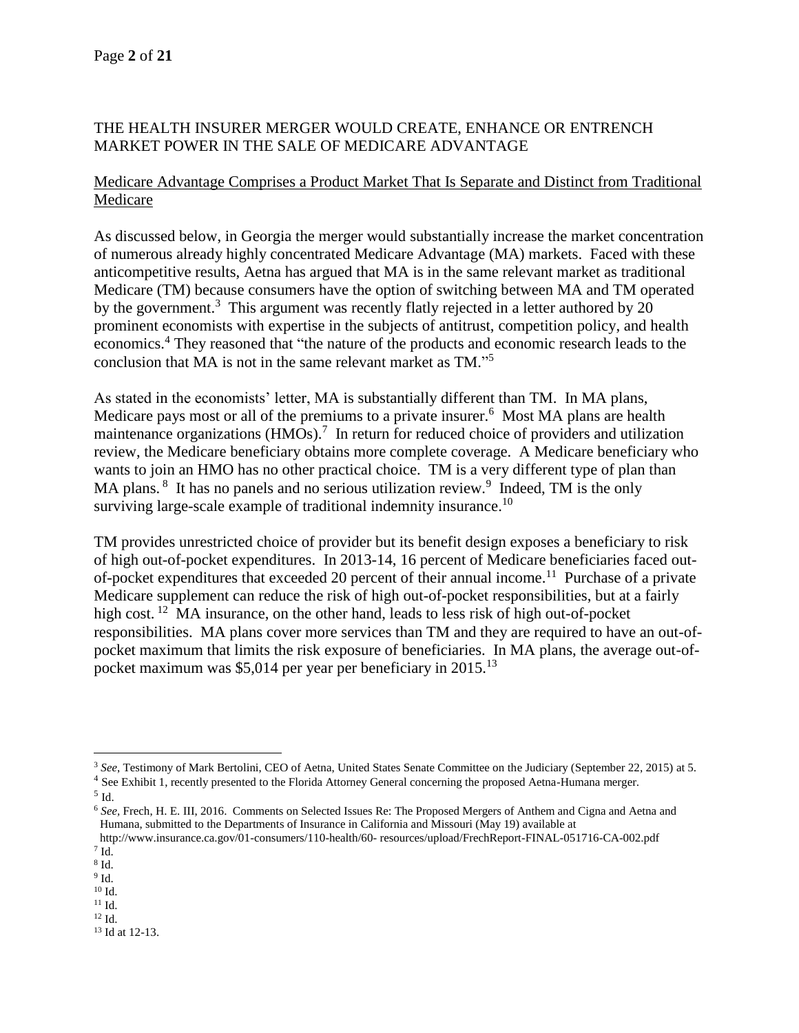## THE HEALTH INSURER MERGER WOULD CREATE, ENHANCE OR ENTRENCH MARKET POWER IN THE SALE OF MEDICARE ADVANTAGE

### Medicare Advantage Comprises a Product Market That Is Separate and Distinct from Traditional Medicare

As discussed below, in Georgia the merger would substantially increase the market concentration of numerous already highly concentrated Medicare Advantage (MA) markets. Faced with these anticompetitive results, Aetna has argued that MA is in the same relevant market as traditional Medicare (TM) because consumers have the option of switching between MA and TM operated by the government.[3] This argument was recently flatly rejected in a letter authored by 20 prominent economists with expertise in the subjects of antitrust, competition policy, and health economics.[4] They reasoned that "the nature of the products and economic research leads to the conclusion that MA is not in the same relevant market as TM."[5]

As stated in the economists' letter, MA is substantially different than TM. In MA plans, Medicare pays most or all of the premiums to a private insurer.[6] Most MA plans are health maintenance organizations (HMOs).[7] In return for reduced choice of providers and utilization review, the Medicare beneficiary obtains more complete coverage. A Medicare beneficiary who wants to join an HMO has no other practical choice. TM is a very different type of plan than MA plans.[8] It has no panels and no serious utilization review.[9] Indeed, TM is the only surviving large-scale example of traditional indemnity insurance.[10]

TM provides unrestricted choice of provider but its benefit design exposes a beneficiary to risk of high out-of-pocket expenditures. In 2013-14, 16 percent of Medicare beneficiaries faced out-of-pocket expenditures that exceeded 20 percent of their annual income.[11] Purchase of a private Medicare supplement can reduce the risk of high out-of-pocket responsibilities, but at a fairly high cost.[12] MA insurance, on the other hand, leads to less risk of high out-of-pocket responsibilities. MA plans cover more services than TM and they are required to have an out-of-pocket maximum that limits the risk exposure of beneficiaries. In MA plans, the average out-of-pocket maximum was $5,014 per year per beneficiary in 2015.[13]

---

[3] *See*, Testimony of Mark Bertolini, CEO of Aetna, United States Senate Committee on the Judiciary (September 22, 2015) at 5.

[4] See Exhibit 1, recently presented to the Florida Attorney General concerning the proposed Aetna-Humana merger.

[5] Id.

[6] *See*, Frech, H. E. III, 2016. Comments on Selected Issues Re: The Proposed Mergers of Anthem and Cigna and Aetna and Humana, submitted to the Departments of Insurance in California and Missouri (May 19) available at http://www.insurance.ca.gov/01-consumers/110-health/60- resources/upload/FrechReport-FINAL-051716-CA-002.pdf

[7] Id.

[8] Id.

[9] Id.

[10] Id.

[11] Id.

[12] Id.

[13] Id at 12-13.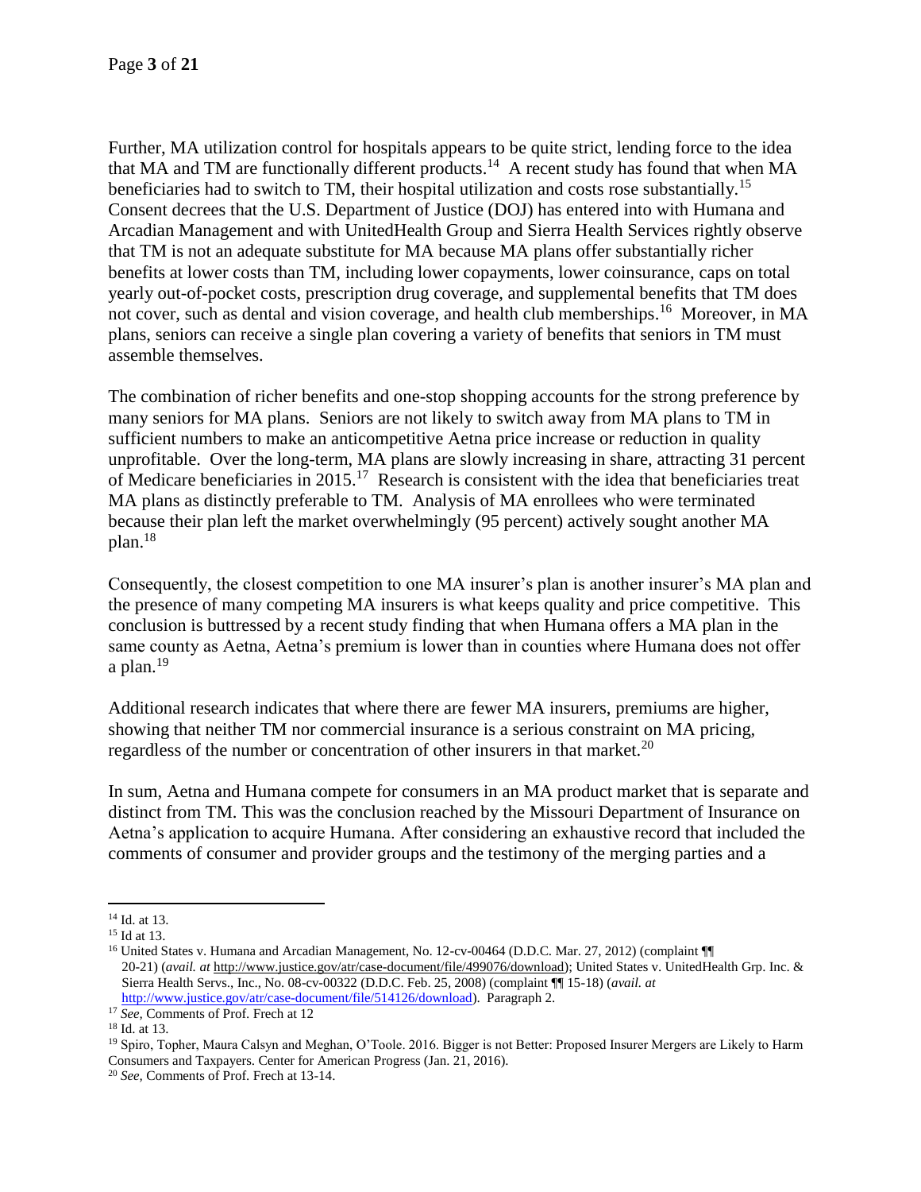Further, MA utilization control for hospitals appears to be quite strict, lending force to the idea that MA and TM are functionally different products.[14] A recent study has found that when MA beneficiaries had to switch to TM, their hospital utilization and costs rose substantially.[15] Consent decrees that the U.S. Department of Justice (DOJ) has entered into with Humana and Arcadian Management and with UnitedHealth Group and Sierra Health Services rightly observe that TM is not an adequate substitute for MA because MA plans offer substantially richer benefits at lower costs than TM, including lower copayments, lower coinsurance, caps on total yearly out-of-pocket costs, prescription drug coverage, and supplemental benefits that TM does not cover, such as dental and vision coverage, and health club memberships.[16] Moreover, in MA plans, seniors can receive a single plan covering a variety of benefits that seniors in TM must assemble themselves.

The combination of richer benefits and one-stop shopping accounts for the strong preference by many seniors for MA plans. Seniors are not likely to switch away from MA plans to TM in sufficient numbers to make an anticompetitive Aetna price increase or reduction in quality unprofitable. Over the long-term, MA plans are slowly increasing in share, attracting 31 percent of Medicare beneficiaries in 2015.[17] Research is consistent with the idea that beneficiaries treat MA plans as distinctly preferable to TM. Analysis of MA enrollees who were terminated because their plan left the market overwhelmingly (95 percent) actively sought another MA plan.[18]

Consequently, the closest competition to one MA insurer's plan is another insurer's MA plan and the presence of many competing MA insurers is what keeps quality and price competitive. This conclusion is buttressed by a recent study finding that when Humana offers a MA plan in the same county as Aetna, Aetna's premium is lower than in counties where Humana does not offer a plan.[19]

Additional research indicates that where there are fewer MA insurers, premiums are higher, showing that neither TM nor commercial insurance is a serious constraint on MA pricing, regardless of the number or concentration of other insurers in that market.[20]

In sum, Aetna and Humana compete for consumers in an MA product market that is separate and distinct from TM. This was the conclusion reached by the Missouri Department of Insurance on Aetna's application to acquire Humana. After considering an exhaustive record that included the comments of consumer and provider groups and the testimony of the merging parties and a

---

[14] Id. at 13.

[15] Id at 13.

[16] United States v. Humana and Arcadian Management, No. 12-cv-00464 (D.D.C. Mar. 27, 2012) (complaint ¶¶ 20-21) (*avail. at* http://www.justice.gov/atr/case-document/file/499076/download); United States v. UnitedHealth Grp. Inc. & Sierra Health Servs., Inc., No. 08-cv-00322 (D.D.C. Feb. 25, 2008) (complaint ¶¶ 15-18) (*avail. at* http://www.justice.gov/atr/case-document/file/514126/download). Paragraph 2.

[17] *See,* Comments of Prof. Frech at 12

[18] Id. at 13.

[19] Spiro, Topher, Maura Calsyn and Meghan, O'Toole. 2016. Bigger is not Better: Proposed Insurer Mergers are Likely to Harm Consumers and Taxpayers. Center for American Progress (Jan. 21, 2016).

[20] *See,* Comments of Prof. Frech at 13-14.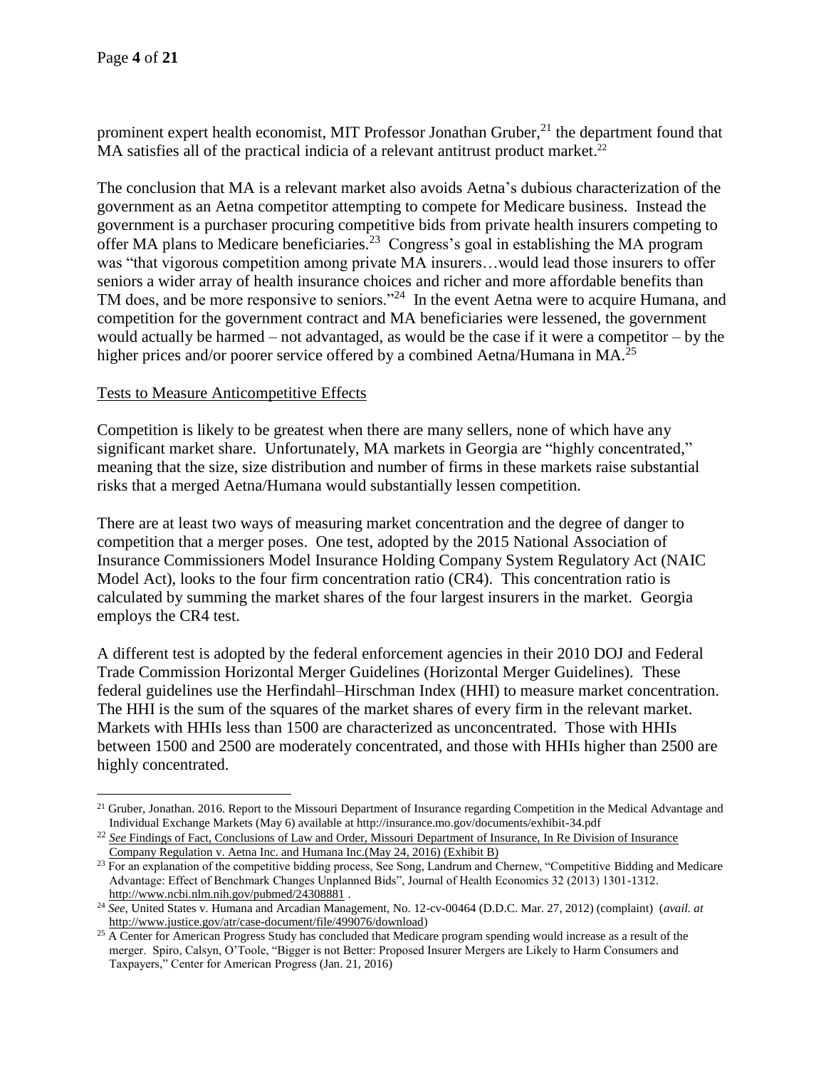prominent expert health economist, MIT Professor Jonathan Gruber,[21] the department found that MA satisfies all of the practical indicia of a relevant antitrust product market.[22]

The conclusion that MA is a relevant market also avoids Aetna's dubious characterization of the government as an Aetna competitor attempting to compete for Medicare business. Instead the government is a purchaser procuring competitive bids from private health insurers competing to offer MA plans to Medicare beneficiaries.[23] Congress's goal in establishing the MA program was "that vigorous competition among private MA insurers…would lead those insurers to offer seniors a wider array of health insurance choices and richer and more affordable benefits than TM does, and be more responsive to seniors."[24] In the event Aetna were to acquire Humana, and competition for the government contract and MA beneficiaries were lessened, the government would actually be harmed – not advantaged, as would be the case if it were a competitor – by the higher prices and/or poorer service offered by a combined Aetna/Humana in MA.[25]

Tests to Measure Anticompetitive Effects

Competition is likely to be greatest when there are many sellers, none of which have any significant market share. Unfortunately, MA markets in Georgia are "highly concentrated," meaning that the size, size distribution and number of firms in these markets raise substantial risks that a merged Aetna/Humana would substantially lessen competition.

There are at least two ways of measuring market concentration and the degree of danger to competition that a merger poses. One test, adopted by the 2015 National Association of Insurance Commissioners Model Insurance Holding Company System Regulatory Act (NAIC Model Act), looks to the four firm concentration ratio (CR4). This concentration ratio is calculated by summing the market shares of the four largest insurers in the market. Georgia employs the CR4 test.

A different test is adopted by the federal enforcement agencies in their 2010 DOJ and Federal Trade Commission Horizontal Merger Guidelines (Horizontal Merger Guidelines). These federal guidelines use the Herfindahl–Hirschman Index (HHI) to measure market concentration. The HHI is the sum of the squares of the market shares of every firm in the relevant market. Markets with HHIs less than 1500 are characterized as unconcentrated. Those with HHIs between 1500 and 2500 are moderately concentrated, and those with HHIs higher than 2500 are highly concentrated.

---

[21] Gruber, Jonathan. 2016. Report to the Missouri Department of Insurance regarding Competition in the Medical Advantage and Individual Exchange Markets (May 6) available at http://insurance.mo.gov/documents/exhibit-34.pdf

[22] *See* Findings of Fact, Conclusions of Law and Order, Missouri Department of Insurance, In Re Division of Insurance Company Regulation v. Aetna Inc. and Humana Inc.(May 24, 2016) (Exhibit B)

[23] For an explanation of the competitive bidding process, See Song, Landrum and Chernew, "Competitive Bidding and Medicare Advantage: Effect of Benchmark Changes Unplanned Bids", Journal of Health Economics 32 (2013) 1301-1312. http://www.ncbi.nlm.nih.gov/pubmed/24308881 .

[24] *See*, United States v. Humana and Arcadian Management, No. 12-cv-00464 (D.D.C. Mar. 27, 2012) (complaint) (*avail. at* http://www.justice.gov/atr/case-document/file/499076/download)

[25] A Center for American Progress Study has concluded that Medicare program spending would increase as a result of the merger. Spiro, Calsyn, O'Toole, "Bigger is not Better: Proposed Insurer Mergers are Likely to Harm Consumers and Taxpayers," Center for American Progress (Jan. 21, 2016)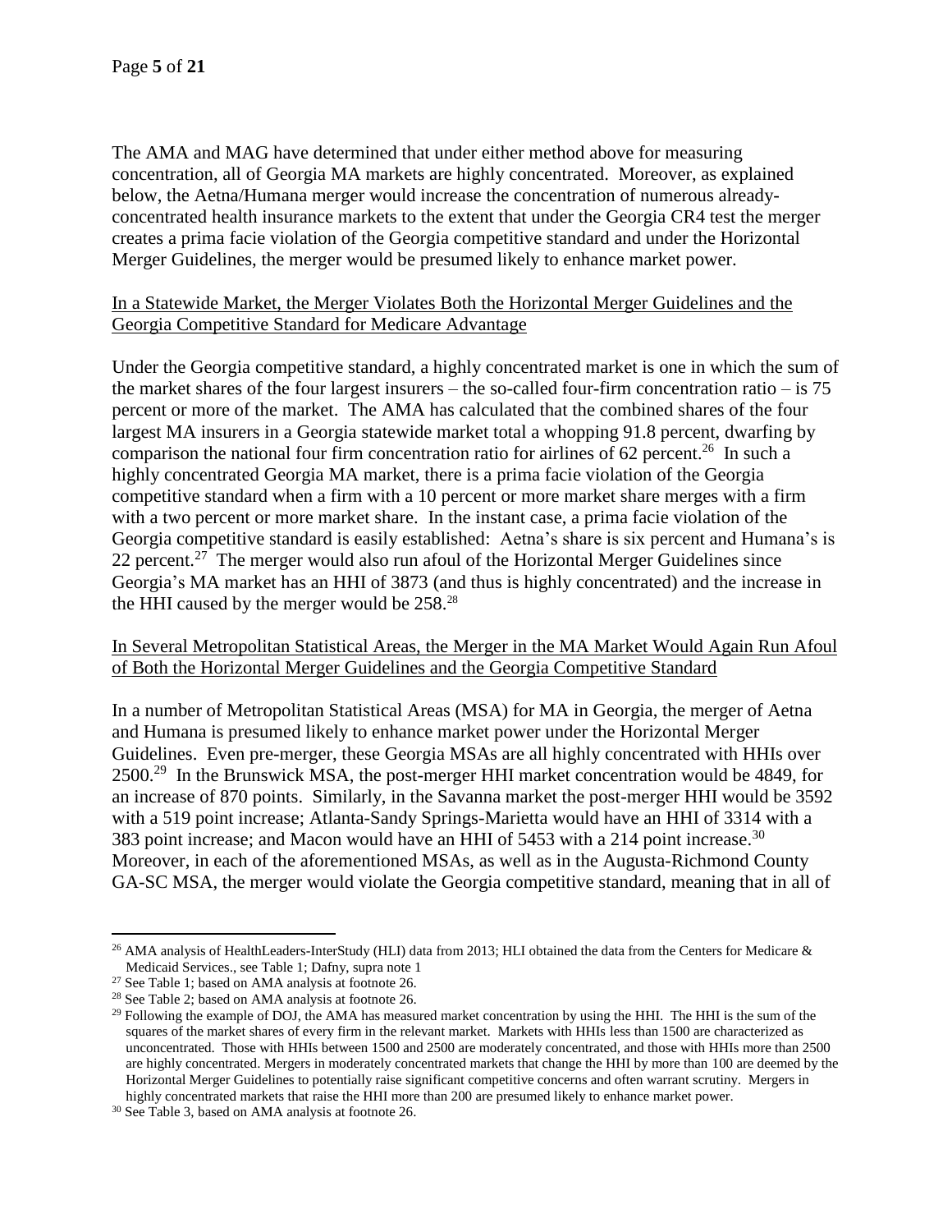The AMA and MAG have determined that under either method above for measuring concentration, all of Georgia MA markets are highly concentrated. Moreover, as explained below, the Aetna/Humana merger would increase the concentration of numerous already-concentrated health insurance markets to the extent that under the Georgia CR4 test the merger creates a prima facie violation of the Georgia competitive standard and under the Horizontal Merger Guidelines, the merger would be presumed likely to enhance market power.

<u>In a Statewide Market, the Merger Violates Both the Horizontal Merger Guidelines and the Georgia Competitive Standard for Medicare Advantage</u>

Under the Georgia competitive standard, a highly concentrated market is one in which the sum of the market shares of the four largest insurers – the so-called four-firm concentration ratio – is 75 percent or more of the market. The AMA has calculated that the combined shares of the four largest MA insurers in a Georgia statewide market total a whopping 91.8 percent, dwarfing by comparison the national four firm concentration ratio for airlines of 62 percent.[26] In such a highly concentrated Georgia MA market, there is a prima facie violation of the Georgia competitive standard when a firm with a 10 percent or more market share merges with a firm with a two percent or more market share. In the instant case, a prima facie violation of the Georgia competitive standard is easily established: Aetna's share is six percent and Humana's is 22 percent.[27] The merger would also run afoul of the Horizontal Merger Guidelines since Georgia's MA market has an HHI of 3873 (and thus is highly concentrated) and the increase in the HHI caused by the merger would be 258.[28]

<u>In Several Metropolitan Statistical Areas, the Merger in the MA Market Would Again Run Afoul of Both the Horizontal Merger Guidelines and the Georgia Competitive Standard</u>

In a number of Metropolitan Statistical Areas (MSA) for MA in Georgia, the merger of Aetna and Humana is presumed likely to enhance market power under the Horizontal Merger Guidelines. Even pre-merger, these Georgia MSAs are all highly concentrated with HHIs over 2500.[29] In the Brunswick MSA, the post-merger HHI market concentration would be 4849, for an increase of 870 points. Similarly, in the Savanna market the post-merger HHI would be 3592 with a 519 point increase; Atlanta-Sandy Springs-Marietta would have an HHI of 3314 with a 383 point increase; and Macon would have an HHI of 5453 with a 214 point increase.[30] Moreover, in each of the aforementioned MSAs, as well as in the Augusta-Richmond County GA-SC MSA, the merger would violate the Georgia competitive standard, meaning that in all of

---

[26] AMA analysis of HealthLeaders-InterStudy (HLI) data from 2013; HLI obtained the data from the Centers for Medicare & Medicaid Services., see Table 1; Dafny, supra note 1

[27] See Table 1; based on AMA analysis at footnote 26.

[28] See Table 2; based on AMA analysis at footnote 26.

[29] Following the example of DOJ, the AMA has measured market concentration by using the HHI. The HHI is the sum of the squares of the market shares of every firm in the relevant market. Markets with HHIs less than 1500 are characterized as unconcentrated. Those with HHIs between 1500 and 2500 are moderately concentrated, and those with HHIs more than 2500 are highly concentrated. Mergers in moderately concentrated markets that change the HHI by more than 100 are deemed by the Horizontal Merger Guidelines to potentially raise significant competitive concerns and often warrant scrutiny. Mergers in highly concentrated markets that raise the HHI more than 200 are presumed likely to enhance market power.

[30] See Table 3, based on AMA analysis at footnote 26.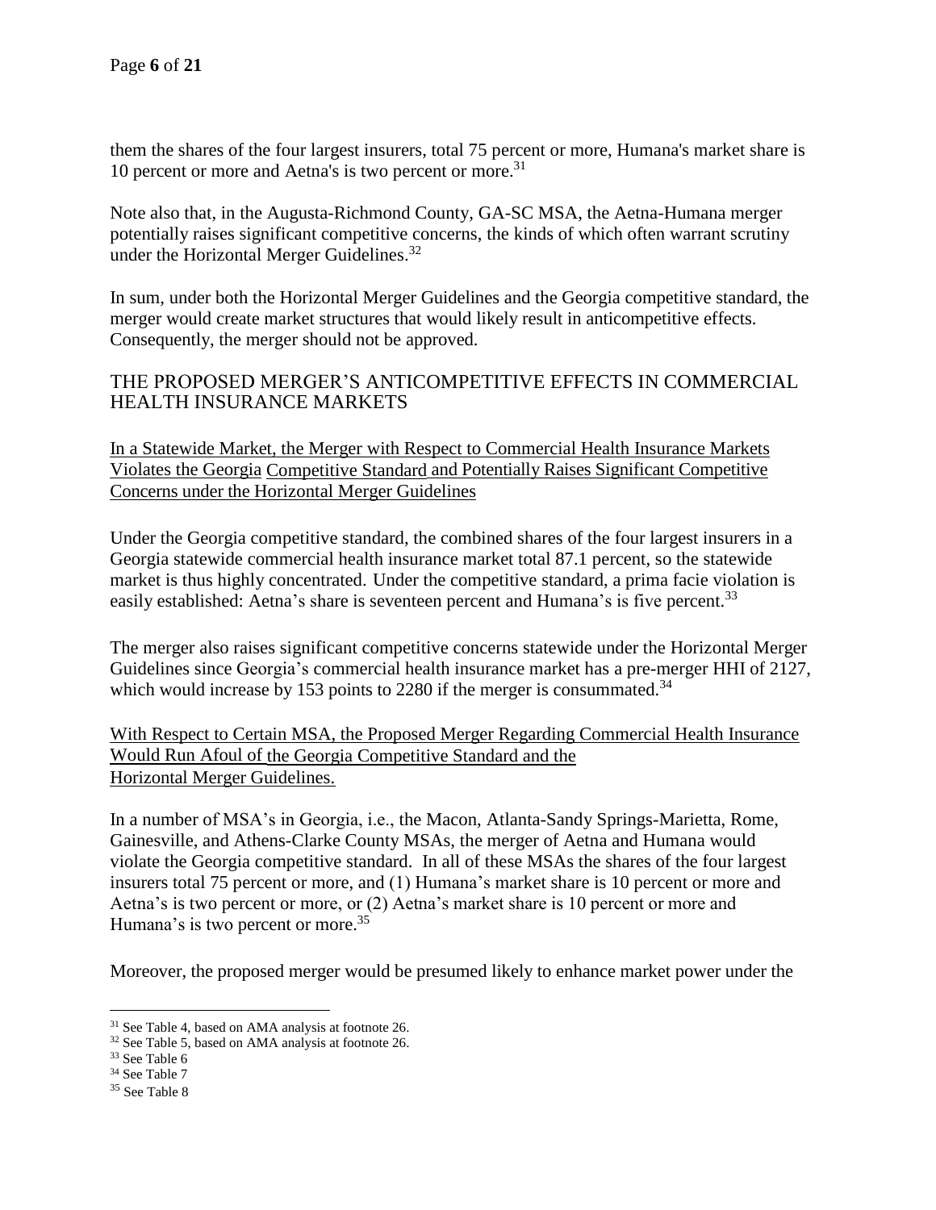them the shares of the four largest insurers, total 75 percent or more, Humana's market share is 10 percent or more and Aetna's is two percent or more.[31]

Note also that, in the Augusta-Richmond County, GA-SC MSA, the Aetna-Humana merger potentially raises significant competitive concerns, the kinds of which often warrant scrutiny under the Horizontal Merger Guidelines.[32]

In sum, under both the Horizontal Merger Guidelines and the Georgia competitive standard, the merger would create market structures that would likely result in anticompetitive effects. Consequently, the merger should not be approved.

## THE PROPOSED MERGER'S ANTICOMPETITIVE EFFECTS IN COMMERCIAL HEALTH INSURANCE MARKETS

### In a Statewide Market, the Merger with Respect to Commercial Health Insurance Markets Violates the Georgia Competitive Standard and Potentially Raises Significant Competitive Concerns under the Horizontal Merger Guidelines

Under the Georgia competitive standard, the combined shares of the four largest insurers in a Georgia statewide commercial health insurance market total 87.1 percent, so the statewide market is thus highly concentrated. Under the competitive standard, a prima facie violation is easily established: Aetna's share is seventeen percent and Humana's is five percent.[33]

The merger also raises significant competitive concerns statewide under the Horizontal Merger Guidelines since Georgia's commercial health insurance market has a pre-merger HHI of 2127, which would increase by 153 points to 2280 if the merger is consummated.[34]

### With Respect to Certain MSA, the Proposed Merger Regarding Commercial Health Insurance Would Run Afoul of the Georgia Competitive Standard and the Horizontal Merger Guidelines.

In a number of MSA's in Georgia, i.e., the Macon, Atlanta-Sandy Springs-Marietta, Rome, Gainesville, and Athens-Clarke County MSAs, the merger of Aetna and Humana would violate the Georgia competitive standard. In all of these MSAs the shares of the four largest insurers total 75 percent or more, and (1) Humana's market share is 10 percent or more and Aetna's is two percent or more, or (2) Aetna's market share is 10 percent or more and Humana's is two percent or more.[35]

Moreover, the proposed merger would be presumed likely to enhance market power under the

---

[31] See Table 4, based on AMA analysis at footnote 26.

[32] See Table 5, based on AMA analysis at footnote 26.

[33] See Table 6

[34] See Table 7

[35] See Table 8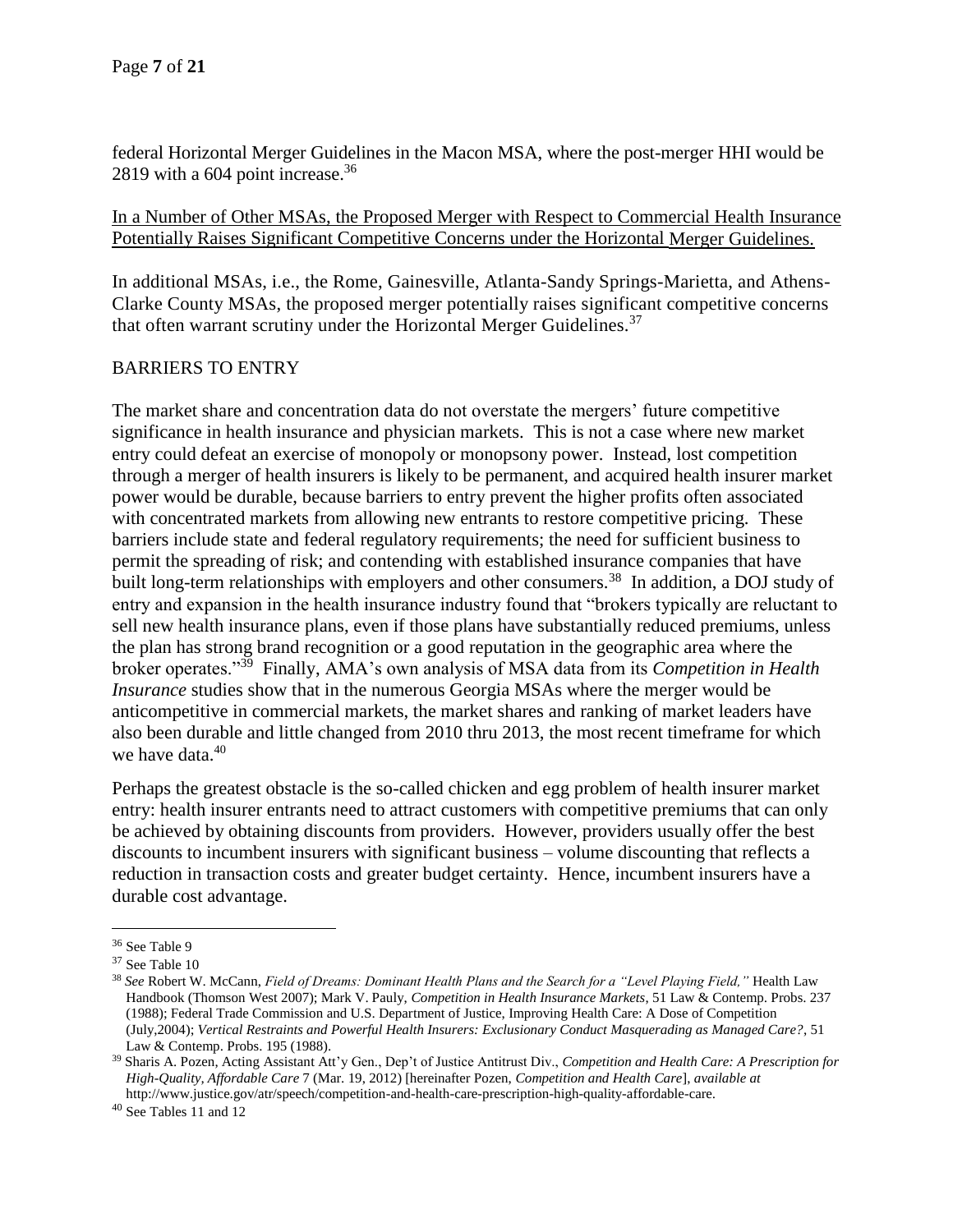federal Horizontal Merger Guidelines in the Macon MSA, where the post-merger HHI would be 2819 with a 604 point increase.[36]

<u>In a Number of Other MSAs, the Proposed Merger with Respect to Commercial Health Insurance Potentially Raises Significant Competitive Concerns under the Horizontal Merger Guidelines.</u>

In additional MSAs, i.e., the Rome, Gainesville, Atlanta-Sandy Springs-Marietta, and Athens-Clarke County MSAs, the proposed merger potentially raises significant competitive concerns that often warrant scrutiny under the Horizontal Merger Guidelines.[37]

## BARRIERS TO ENTRY

The market share and concentration data do not overstate the mergers' future competitive significance in health insurance and physician markets. This is not a case where new market entry could defeat an exercise of monopoly or monopsony power. Instead, lost competition through a merger of health insurers is likely to be permanent, and acquired health insurer market power would be durable, because barriers to entry prevent the higher profits often associated with concentrated markets from allowing new entrants to restore competitive pricing. These barriers include state and federal regulatory requirements; the need for sufficient business to permit the spreading of risk; and contending with established insurance companies that have built long-term relationships with employers and other consumers.[38] In addition, a DOJ study of entry and expansion in the health insurance industry found that "brokers typically are reluctant to sell new health insurance plans, even if those plans have substantially reduced premiums, unless the plan has strong brand recognition or a good reputation in the geographic area where the broker operates."[39] Finally, AMA's own analysis of MSA data from its *Competition in Health Insurance* studies show that in the numerous Georgia MSAs where the merger would be anticompetitive in commercial markets, the market shares and ranking of market leaders have also been durable and little changed from 2010 thru 2013, the most recent timeframe for which we have data.[40]

Perhaps the greatest obstacle is the so-called chicken and egg problem of health insurer market entry: health insurer entrants need to attract customers with competitive premiums that can only be achieved by obtaining discounts from providers. However, providers usually offer the best discounts to incumbent insurers with significant business – volume discounting that reflects a reduction in transaction costs and greater budget certainty. Hence, incumbent insurers have a durable cost advantage.

---

[36] See Table 9

[37] See Table 10

[38] *See* Robert W. McCann, *Field of Dreams: Dominant Health Plans and the Search for a "Level Playing Field,"* Health Law Handbook (Thomson West 2007); Mark V. Pauly, *Competition in Health Insurance Markets*, 51 Law & Contemp. Probs. 237 (1988); Federal Trade Commission and U.S. Department of Justice, Improving Health Care: A Dose of Competition (July,2004); *Vertical Restraints and Powerful Health Insurers: Exclusionary Conduct Masquerading as Managed Care?*, 51 Law & Contemp. Probs. 195 (1988).

[39] Sharis A. Pozen, Acting Assistant Att'y Gen., Dep't of Justice Antitrust Div., *Competition and Health Care: A Prescription for High-Quality, Affordable Care* 7 (Mar. 19, 2012) [hereinafter Pozen, *Competition and Health Care*], *available at* http://www.justice.gov/atr/speech/competition-and-health-care-prescription-high-quality-affordable-care.

[40] See Tables 11 and 12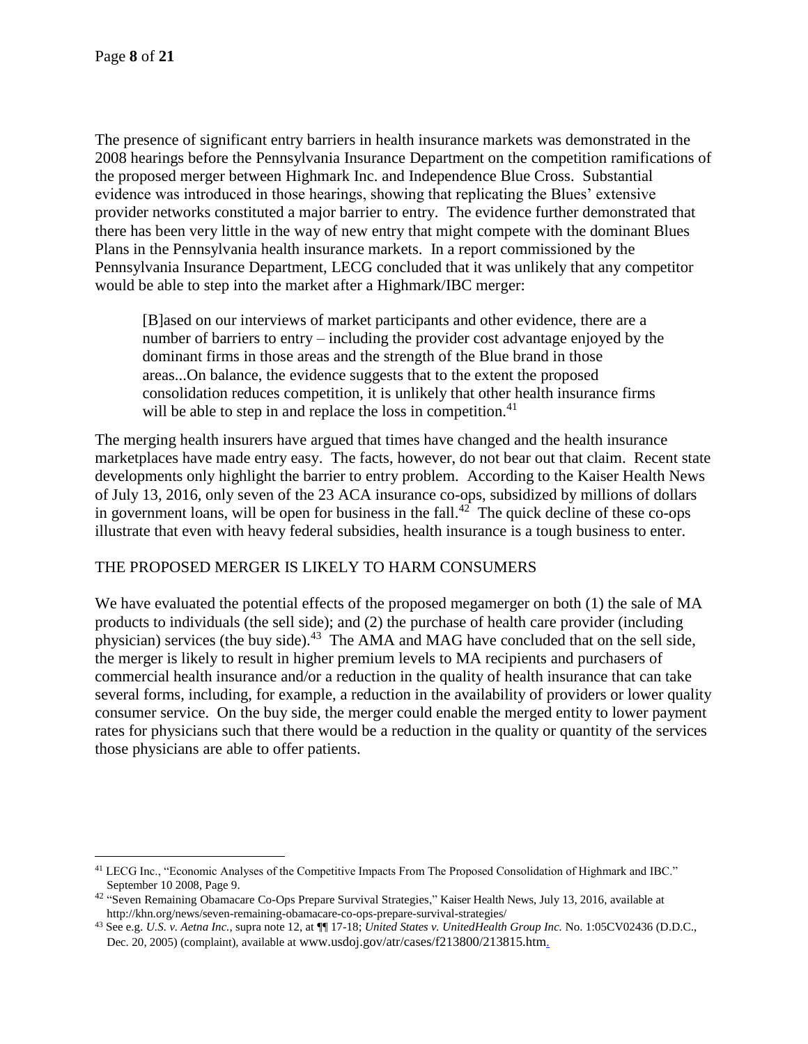The presence of significant entry barriers in health insurance markets was demonstrated in the 2008 hearings before the Pennsylvania Insurance Department on the competition ramifications of the proposed merger between Highmark Inc. and Independence Blue Cross. Substantial evidence was introduced in those hearings, showing that replicating the Blues' extensive provider networks constituted a major barrier to entry. The evidence further demonstrated that there has been very little in the way of new entry that might compete with the dominant Blues Plans in the Pennsylvania health insurance markets. In a report commissioned by the Pennsylvania Insurance Department, LECG concluded that it was unlikely that any competitor would be able to step into the market after a Highmark/IBC merger:

> [B]ased on our interviews of market participants and other evidence, there are a number of barriers to entry – including the provider cost advantage enjoyed by the dominant firms in those areas and the strength of the Blue brand in those areas...On balance, the evidence suggests that to the extent the proposed consolidation reduces competition, it is unlikely that other health insurance firms will be able to step in and replace the loss in competition.[41]

The merging health insurers have argued that times have changed and the health insurance marketplaces have made entry easy. The facts, however, do not bear out that claim. Recent state developments only highlight the barrier to entry problem. According to the Kaiser Health News of July 13, 2016, only seven of the 23 ACA insurance co-ops, subsidized by millions of dollars in government loans, will be open for business in the fall.[42] The quick decline of these co-ops illustrate that even with heavy federal subsidies, health insurance is a tough business to enter.

## THE PROPOSED MERGER IS LIKELY TO HARM CONSUMERS

We have evaluated the potential effects of the proposed megamerger on both (1) the sale of MA products to individuals (the sell side); and (2) the purchase of health care provider (including physician) services (the buy side).[43] The AMA and MAG have concluded that on the sell side, the merger is likely to result in higher premium levels to MA recipients and purchasers of commercial health insurance and/or a reduction in the quality of health insurance that can take several forms, including, for example, a reduction in the availability of providers or lower quality consumer service. On the buy side, the merger could enable the merged entity to lower payment rates for physicians such that there would be a reduction in the quality or quantity of the services those physicians are able to offer patients.

---

[41] LECG Inc., "Economic Analyses of the Competitive Impacts From The Proposed Consolidation of Highmark and IBC." September 10 2008, Page 9.

[42] "Seven Remaining Obamacare Co-Ops Prepare Survival Strategies," Kaiser Health News, July 13, 2016, available at http://khn.org/news/seven-remaining-obamacare-co-ops-prepare-survival-strategies/

[43] See e.g. *U.S. v. Aetna Inc.,* supra note 12, at ¶¶ 17-18; *United States v. UnitedHealth Group Inc.* No. 1:05CV02436 (D.D.C., Dec. 20, 2005) (complaint), available at www.usdoj.gov/atr/cases/f213800/213815.htm.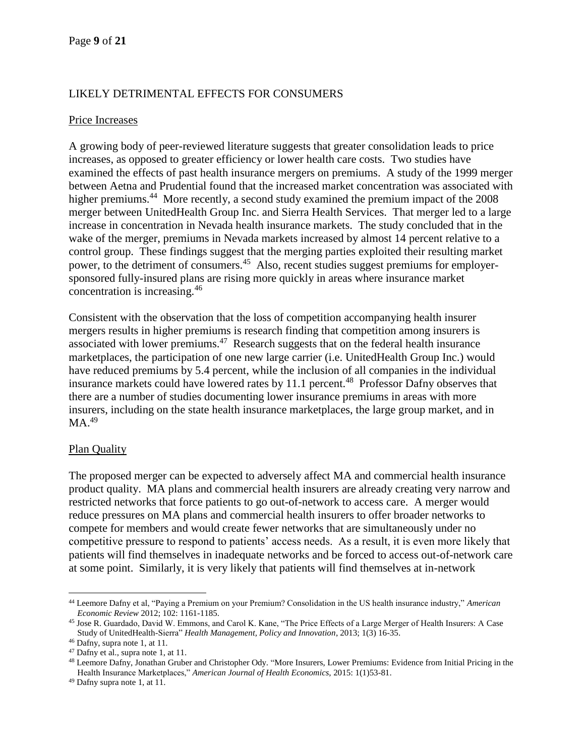## LIKELY DETRIMENTAL EFFECTS FOR CONSUMERS

### Price Increases

A growing body of peer-reviewed literature suggests that greater consolidation leads to price increases, as opposed to greater efficiency or lower health care costs. Two studies have examined the effects of past health insurance mergers on premiums. A study of the 1999 merger between Aetna and Prudential found that the increased market concentration was associated with higher premiums.[44] More recently, a second study examined the premium impact of the 2008 merger between UnitedHealth Group Inc. and Sierra Health Services. That merger led to a large increase in concentration in Nevada health insurance markets. The study concluded that in the wake of the merger, premiums in Nevada markets increased by almost 14 percent relative to a control group. These findings suggest that the merging parties exploited their resulting market power, to the detriment of consumers.[45] Also, recent studies suggest premiums for employer-sponsored fully-insured plans are rising more quickly in areas where insurance market concentration is increasing.[46]

Consistent with the observation that the loss of competition accompanying health insurer mergers results in higher premiums is research finding that competition among insurers is associated with lower premiums.[47] Research suggests that on the federal health insurance marketplaces, the participation of one new large carrier (i.e. UnitedHealth Group Inc.) would have reduced premiums by 5.4 percent, while the inclusion of all companies in the individual insurance markets could have lowered rates by 11.1 percent.[48] Professor Dafny observes that there are a number of studies documenting lower insurance premiums in areas with more insurers, including on the state health insurance marketplaces, the large group market, and in MA.[49]

### Plan Quality

The proposed merger can be expected to adversely affect MA and commercial health insurance product quality. MA plans and commercial health insurers are already creating very narrow and restricted networks that force patients to go out-of-network to access care. A merger would reduce pressures on MA plans and commercial health insurers to offer broader networks to compete for members and would create fewer networks that are simultaneously under no competitive pressure to respond to patients' access needs. As a result, it is even more likely that patients will find themselves in inadequate networks and be forced to access out-of-network care at some point. Similarly, it is very likely that patients will find themselves at in-network

---

[44] Leemore Dafny et al, "Paying a Premium on your Premium? Consolidation in the US health insurance industry," *American Economic Review* 2012; 102: 1161-1185.

[45] Jose R. Guardado, David W. Emmons, and Carol K. Kane, "The Price Effects of a Large Merger of Health Insurers: A Case Study of UnitedHealth-Sierra" *Health Management, Policy and Innovation*, 2013; 1(3) 16-35.

[46] Dafny, supra note 1, at 11.

[47] Dafny et al., supra note 1, at 11.

[48] Leemore Dafny, Jonathan Gruber and Christopher Ody. "More Insurers, Lower Premiums: Evidence from Initial Pricing in the Health Insurance Marketplaces," *American Journal of Health Economics,* 2015: 1(1)53-81.

[49] Dafny supra note 1, at 11.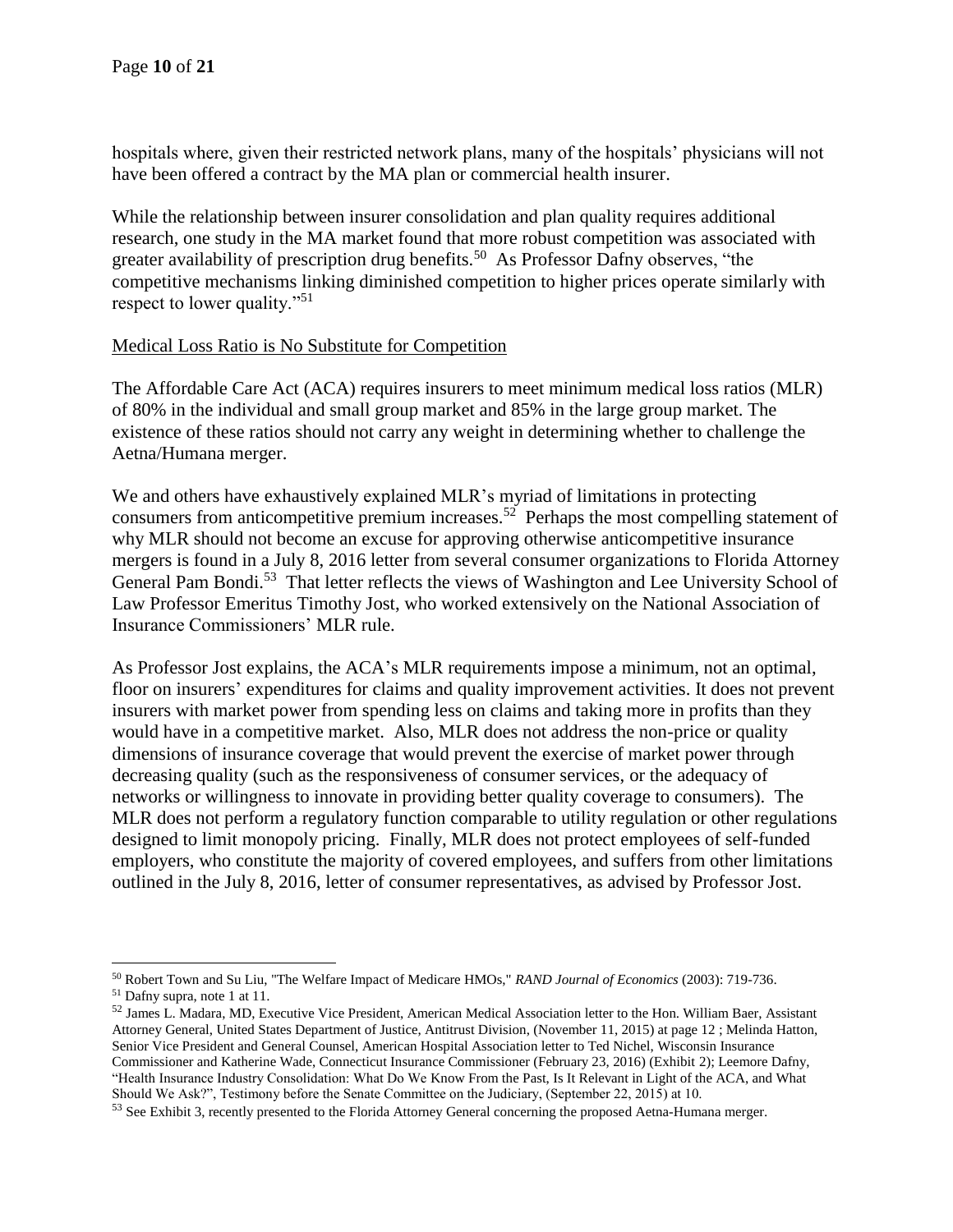hospitals where, given their restricted network plans, many of the hospitals' physicians will not have been offered a contract by the MA plan or commercial health insurer.

While the relationship between insurer consolidation and plan quality requires additional research, one study in the MA market found that more robust competition was associated with greater availability of prescription drug benefits.[50] As Professor Dafny observes, "the competitive mechanisms linking diminished competition to higher prices operate similarly with respect to lower quality."[51]

<u>Medical Loss Ratio is No Substitute for Competition</u>

The Affordable Care Act (ACA) requires insurers to meet minimum medical loss ratios (MLR) of 80% in the individual and small group market and 85% in the large group market. The existence of these ratios should not carry any weight in determining whether to challenge the Aetna/Humana merger.

We and others have exhaustively explained MLR's myriad of limitations in protecting consumers from anticompetitive premium increases.[52] Perhaps the most compelling statement of why MLR should not become an excuse for approving otherwise anticompetitive insurance mergers is found in a July 8, 2016 letter from several consumer organizations to Florida Attorney General Pam Bondi.[53] That letter reflects the views of Washington and Lee University School of Law Professor Emeritus Timothy Jost, who worked extensively on the National Association of Insurance Commissioners' MLR rule.

As Professor Jost explains, the ACA's MLR requirements impose a minimum, not an optimal, floor on insurers' expenditures for claims and quality improvement activities. It does not prevent insurers with market power from spending less on claims and taking more in profits than they would have in a competitive market. Also, MLR does not address the non-price or quality dimensions of insurance coverage that would prevent the exercise of market power through decreasing quality (such as the responsiveness of consumer services, or the adequacy of networks or willingness to innovate in providing better quality coverage to consumers). The MLR does not perform a regulatory function comparable to utility regulation or other regulations designed to limit monopoly pricing. Finally, MLR does not protect employees of self-funded employers, who constitute the majority of covered employees, and suffers from other limitations outlined in the July 8, 2016, letter of consumer representatives, as advised by Professor Jost.

---

[50] Robert Town and Su Liu, "The Welfare Impact of Medicare HMOs," *RAND Journal of Economics* (2003): 719-736.

[51] Dafny supra, note 1 at 11.

[52] James L. Madara, MD, Executive Vice President, American Medical Association letter to the Hon. William Baer, Assistant Attorney General, United States Department of Justice, Antitrust Division, (November 11, 2015) at page 12 ; Melinda Hatton, Senior Vice President and General Counsel, American Hospital Association letter to Ted Nichel, Wisconsin Insurance Commissioner and Katherine Wade, Connecticut Insurance Commissioner (February 23, 2016) (Exhibit 2); Leemore Dafny, "Health Insurance Industry Consolidation: What Do We Know From the Past, Is It Relevant in Light of the ACA, and What Should We Ask?", Testimony before the Senate Committee on the Judiciary, (September 22, 2015) at 10.

[53] See Exhibit 3, recently presented to the Florida Attorney General concerning the proposed Aetna-Humana merger.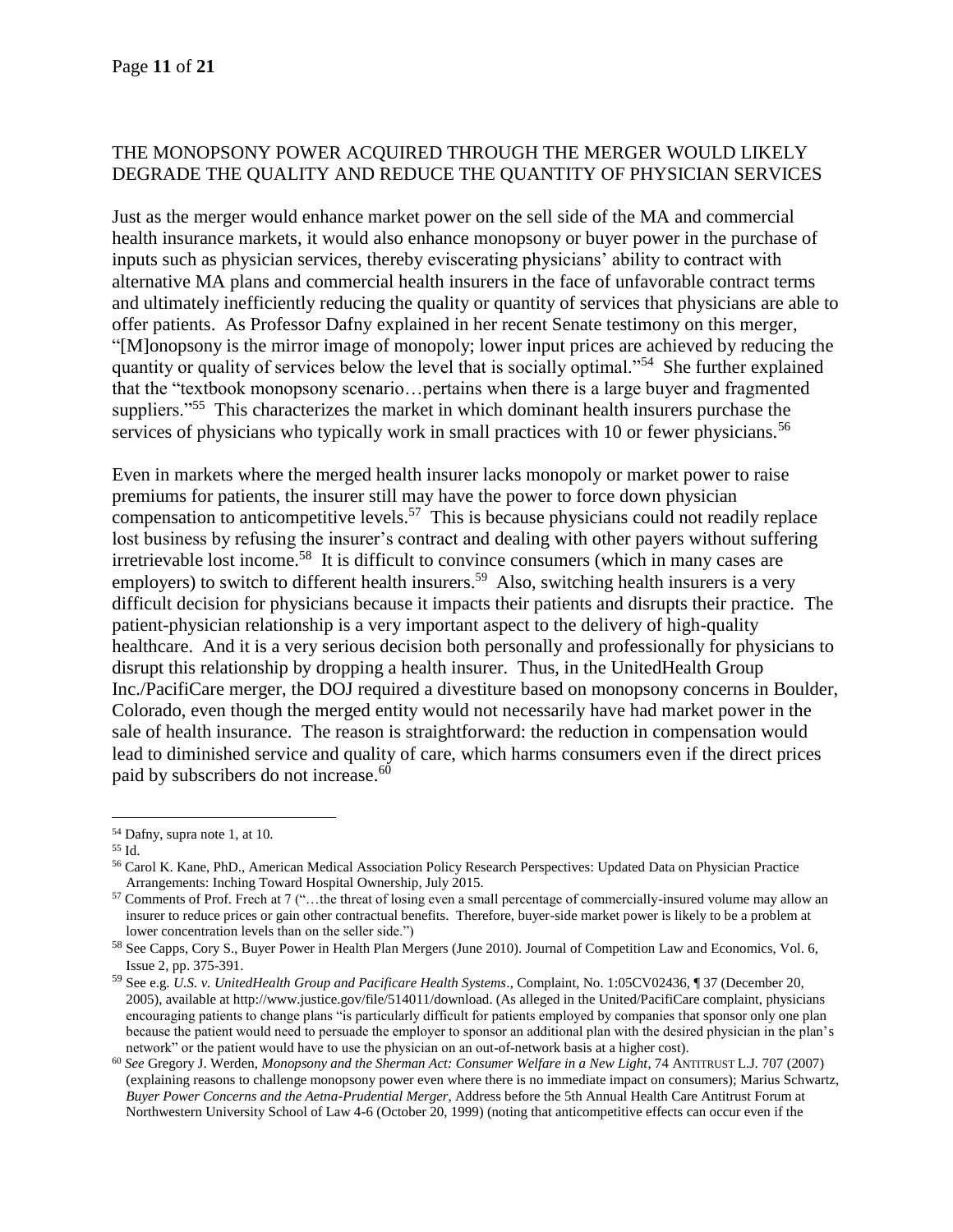## THE MONOPSONY POWER ACQUIRED THROUGH THE MERGER WOULD LIKELY DEGRADE THE QUALITY AND REDUCE THE QUANTITY OF PHYSICIAN SERVICES

Just as the merger would enhance market power on the sell side of the MA and commercial health insurance markets, it would also enhance monopsony or buyer power in the purchase of inputs such as physician services, thereby eviscerating physicians' ability to contract with alternative MA plans and commercial health insurers in the face of unfavorable contract terms and ultimately inefficiently reducing the quality or quantity of services that physicians are able to offer patients. As Professor Dafny explained in her recent Senate testimony on this merger, "[M]onopsony is the mirror image of monopoly; lower input prices are achieved by reducing the quantity or quality of services below the level that is socially optimal."[54] She further explained that the "textbook monopsony scenario…pertains when there is a large buyer and fragmented suppliers."[55] This characterizes the market in which dominant health insurers purchase the services of physicians who typically work in small practices with 10 or fewer physicians.[56]

Even in markets where the merged health insurer lacks monopoly or market power to raise premiums for patients, the insurer still may have the power to force down physician compensation to anticompetitive levels.[57] This is because physicians could not readily replace lost business by refusing the insurer's contract and dealing with other payers without suffering irretrievable lost income.[58] It is difficult to convince consumers (which in many cases are employers) to switch to different health insurers.[59] Also, switching health insurers is a very difficult decision for physicians because it impacts their patients and disrupts their practice. The patient-physician relationship is a very important aspect to the delivery of high-quality healthcare. And it is a very serious decision both personally and professionally for physicians to disrupt this relationship by dropping a health insurer. Thus, in the UnitedHealth Group Inc./PacifiCare merger, the DOJ required a divestiture based on monopsony concerns in Boulder, Colorado, even though the merged entity would not necessarily have had market power in the sale of health insurance. The reason is straightforward: the reduction in compensation would lead to diminished service and quality of care, which harms consumers even if the direct prices paid by subscribers do not increase.[60]

---

[54] Dafny, supra note 1, at 10.

[55] Id.

[56] Carol K. Kane, PhD., American Medical Association Policy Research Perspectives: Updated Data on Physician Practice Arrangements: Inching Toward Hospital Ownership, July 2015.

[57] Comments of Prof. Frech at 7 ("…the threat of losing even a small percentage of commercially-insured volume may allow an insurer to reduce prices or gain other contractual benefits. Therefore, buyer-side market power is likely to be a problem at lower concentration levels than on the seller side.")

[58] See Capps, Cory S., Buyer Power in Health Plan Mergers (June 2010). Journal of Competition Law and Economics, Vol. 6, Issue 2, pp. 375-391.

[59] See e.g. *U.S. v. UnitedHealth Group and Pacificare Health Systems*., Complaint, No. 1:05CV02436, ¶ 37 (December 20, 2005), available at http://www.justice.gov/file/514011/download. (As alleged in the United/PacifiCare complaint, physicians encouraging patients to change plans "is particularly difficult for patients employed by companies that sponsor only one plan because the patient would need to persuade the employer to sponsor an additional plan with the desired physician in the plan's network" or the patient would have to use the physician on an out-of-network basis at a higher cost).

[60] *See* Gregory J. Werden, *Monopsony and the Sherman Act: Consumer Welfare in a New Light*, 74 ANTITRUST L.J. 707 (2007) (explaining reasons to challenge monopsony power even where there is no immediate impact on consumers); Marius Schwartz, *Buyer Power Concerns and the Aetna-Prudential Merger,* Address before the 5th Annual Health Care Antitrust Forum at Northwestern University School of Law 4-6 (October 20, 1999) (noting that anticompetitive effects can occur even if the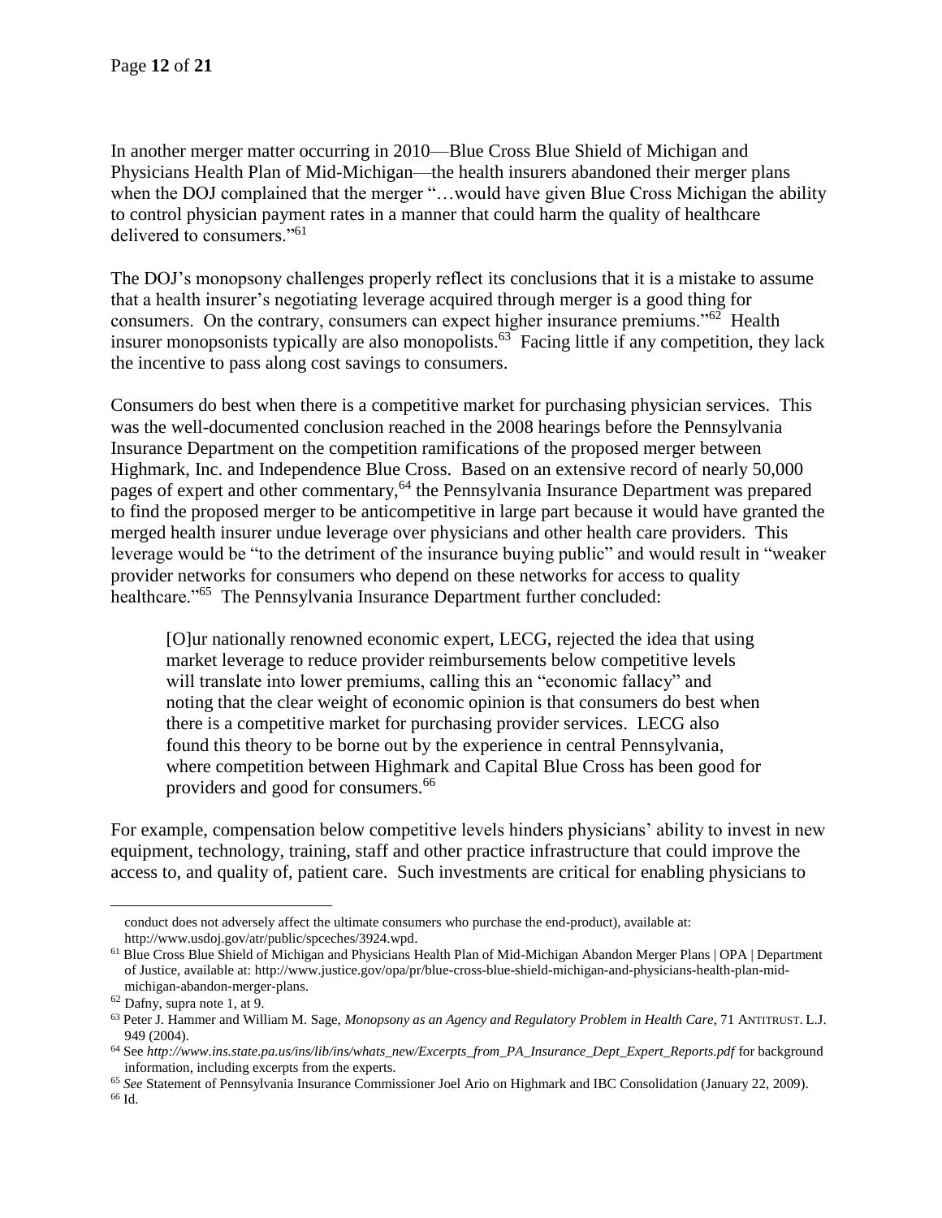In another merger matter occurring in 2010—Blue Cross Blue Shield of Michigan and Physicians Health Plan of Mid-Michigan—the health insurers abandoned their merger plans when the DOJ complained that the merger "…would have given Blue Cross Michigan the ability to control physician payment rates in a manner that could harm the quality of healthcare delivered to consumers."[61]

The DOJ's monopsony challenges properly reflect its conclusions that it is a mistake to assume that a health insurer's negotiating leverage acquired through merger is a good thing for consumers. On the contrary, consumers can expect higher insurance premiums."[62] Health insurer monopsonists typically are also monopolists.[63] Facing little if any competition, they lack the incentive to pass along cost savings to consumers.

Consumers do best when there is a competitive market for purchasing physician services. This was the well-documented conclusion reached in the 2008 hearings before the Pennsylvania Insurance Department on the competition ramifications of the proposed merger between Highmark, Inc. and Independence Blue Cross. Based on an extensive record of nearly 50,000 pages of expert and other commentary,[64] the Pennsylvania Insurance Department was prepared to find the proposed merger to be anticompetitive in large part because it would have granted the merged health insurer undue leverage over physicians and other health care providers. This leverage would be "to the detriment of the insurance buying public" and would result in "weaker provider networks for consumers who depend on these networks for access to quality healthcare."[65] The Pennsylvania Insurance Department further concluded:

> [O]ur nationally renowned economic expert, LECG, rejected the idea that using market leverage to reduce provider reimbursements below competitive levels will translate into lower premiums, calling this an "economic fallacy" and noting that the clear weight of economic opinion is that consumers do best when there is a competitive market for purchasing provider services. LECG also found this theory to be borne out by the experience in central Pennsylvania, where competition between Highmark and Capital Blue Cross has been good for providers and good for consumers.[66]

For example, compensation below competitive levels hinders physicians' ability to invest in new equipment, technology, training, staff and other practice infrastructure that could improve the access to, and quality of, patient care. Such investments are critical for enabling physicians to

---

conduct does not adversely affect the ultimate consumers who purchase the end-product), available at: http://www.usdoj.gov/atr/public/spceches/3924.wpd.

[61] Blue Cross Blue Shield of Michigan and Physicians Health Plan of Mid-Michigan Abandon Merger Plans | OPA | Department of Justice, available at: http://www.justice.gov/opa/pr/blue-cross-blue-shield-michigan-and-physicians-health-plan-mid-michigan-abandon-merger-plans.

[62] Dafny, supra note 1, at 9.

[63] Peter J. Hammer and William M. Sage, *Monopsony as an Agency and Regulatory Problem in Health Care*, 71 ANTITRUST. L.J. 949 (2004).

[64] See *http://www.ins.state.pa.us/ins/lib/ins/whats_new/Excerpts_from_PA_Insurance_Dept_Expert_Reports.pdf* for background information, including excerpts from the experts.

[65] *See* Statement of Pennsylvania Insurance Commissioner Joel Ario on Highmark and IBC Consolidation (January 22, 2009).

[66] Id.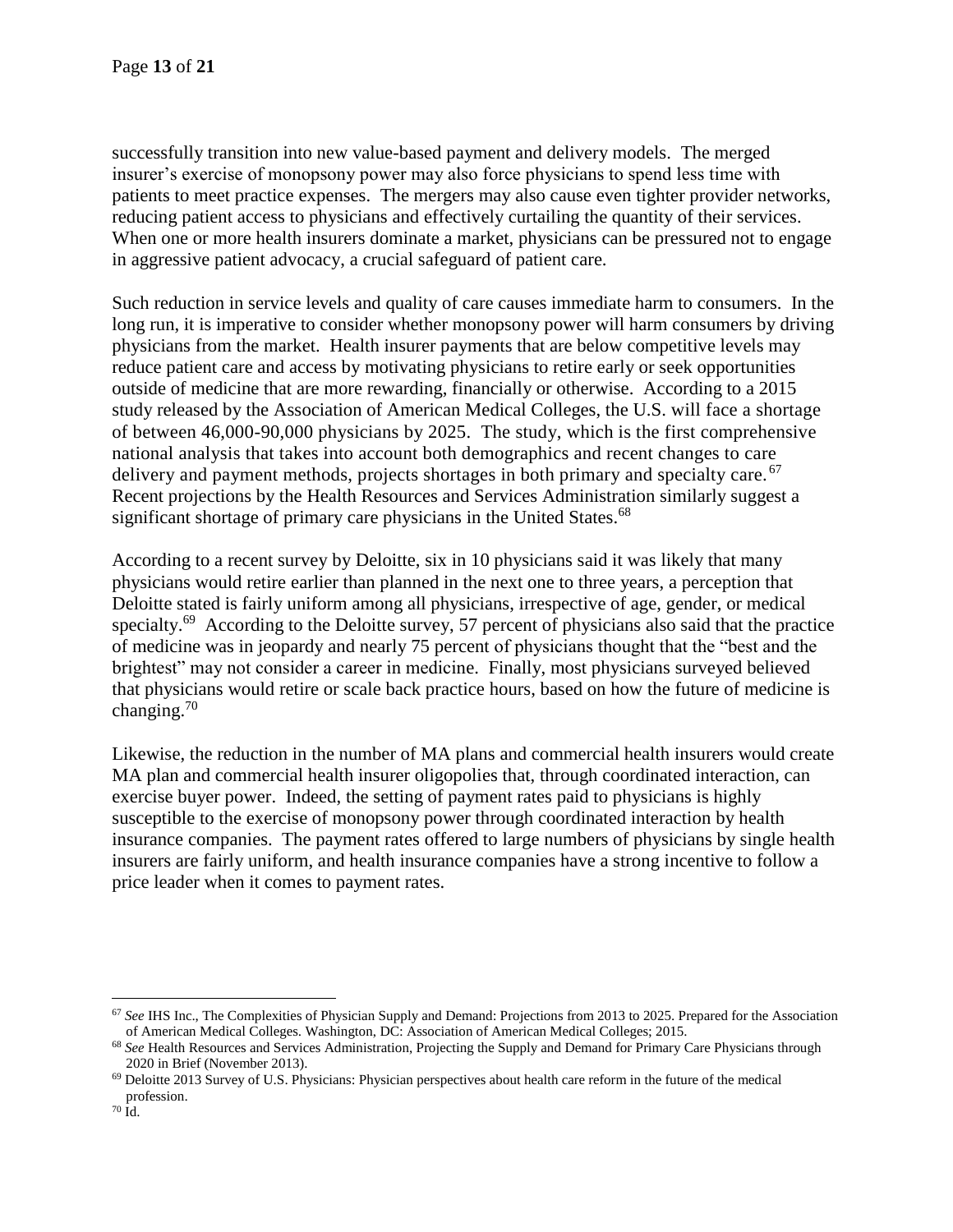successfully transition into new value-based payment and delivery models. The merged insurer's exercise of monopsony power may also force physicians to spend less time with patients to meet practice expenses. The mergers may also cause even tighter provider networks, reducing patient access to physicians and effectively curtailing the quantity of their services. When one or more health insurers dominate a market, physicians can be pressured not to engage in aggressive patient advocacy, a crucial safeguard of patient care.

Such reduction in service levels and quality of care causes immediate harm to consumers. In the long run, it is imperative to consider whether monopsony power will harm consumers by driving physicians from the market. Health insurer payments that are below competitive levels may reduce patient care and access by motivating physicians to retire early or seek opportunities outside of medicine that are more rewarding, financially or otherwise. According to a 2015 study released by the Association of American Medical Colleges, the U.S. will face a shortage of between 46,000-90,000 physicians by 2025. The study, which is the first comprehensive national analysis that takes into account both demographics and recent changes to care delivery and payment methods, projects shortages in both primary and specialty care.[67] Recent projections by the Health Resources and Services Administration similarly suggest a significant shortage of primary care physicians in the United States.[68]

According to a recent survey by Deloitte, six in 10 physicians said it was likely that many physicians would retire earlier than planned in the next one to three years, a perception that Deloitte stated is fairly uniform among all physicians, irrespective of age, gender, or medical specialty.[69] According to the Deloitte survey, 57 percent of physicians also said that the practice of medicine was in jeopardy and nearly 75 percent of physicians thought that the "best and the brightest" may not consider a career in medicine. Finally, most physicians surveyed believed that physicians would retire or scale back practice hours, based on how the future of medicine is changing.[70]

Likewise, the reduction in the number of MA plans and commercial health insurers would create MA plan and commercial health insurer oligopolies that, through coordinated interaction, can exercise buyer power. Indeed, the setting of payment rates paid to physicians is highly susceptible to the exercise of monopsony power through coordinated interaction by health insurance companies. The payment rates offered to large numbers of physicians by single health insurers are fairly uniform, and health insurance companies have a strong incentive to follow a price leader when it comes to payment rates.

---

[67] *See* IHS Inc., The Complexities of Physician Supply and Demand: Projections from 2013 to 2025. Prepared for the Association of American Medical Colleges. Washington, DC: Association of American Medical Colleges; 2015.

[68] *See* Health Resources and Services Administration, Projecting the Supply and Demand for Primary Care Physicians through 2020 in Brief (November 2013).

[69] Deloitte 2013 Survey of U.S. Physicians: Physician perspectives about health care reform in the future of the medical profession.

[70] Id.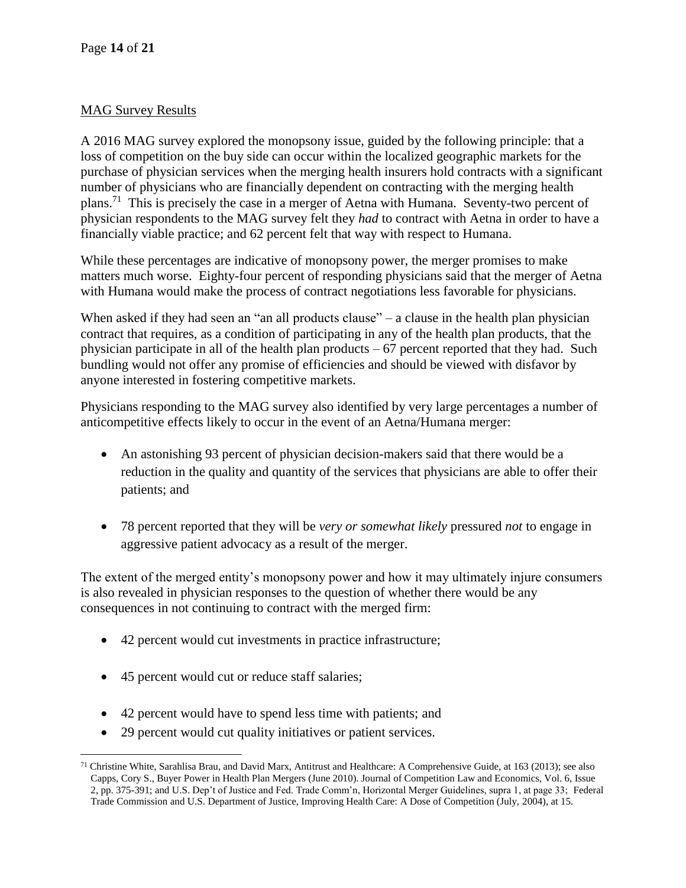<u>MAG Survey Results</u>

A 2016 MAG survey explored the monopsony issue, guided by the following principle: that a loss of competition on the buy side can occur within the localized geographic markets for the purchase of physician services when the merging health insurers hold contracts with a significant number of physicians who are financially dependent on contracting with the merging health plans.[71] This is precisely the case in a merger of Aetna with Humana. Seventy-two percent of physician respondents to the MAG survey felt they *had* to contract with Aetna in order to have a financially viable practice; and 62 percent felt that way with respect to Humana.

While these percentages are indicative of monopsony power, the merger promises to make matters much worse. Eighty-four percent of responding physicians said that the merger of Aetna with Humana would make the process of contract negotiations less favorable for physicians.

When asked if they had seen an "an all products clause" – a clause in the health plan physician contract that requires, as a condition of participating in any of the health plan products, that the physician participate in all of the health plan products – 67 percent reported that they had. Such bundling would not offer any promise of efficiencies and should be viewed with disfavor by anyone interested in fostering competitive markets.

Physicians responding to the MAG survey also identified by very large percentages a number of anticompetitive effects likely to occur in the event of an Aetna/Humana merger:

- An astonishing 93 percent of physician decision-makers said that there would be a reduction in the quality and quantity of the services that physicians are able to offer their patients; and
- 78 percent reported that they will be *very or somewhat likely* pressured *not* to engage in aggressive patient advocacy as a result of the merger.

The extent of the merged entity's monopsony power and how it may ultimately injure consumers is also revealed in physician responses to the question of whether there would be any consequences in not continuing to contract with the merged firm:

- 42 percent would cut investments in practice infrastructure;
- 45 percent would cut or reduce staff salaries;
- 42 percent would have to spend less time with patients; and
- 29 percent would cut quality initiatives or patient services.

---

[71] Christine White, Sarahlisa Brau, and David Marx, Antitrust and Healthcare: A Comprehensive Guide, at 163 (2013); see also Capps, Cory S., Buyer Power in Health Plan Mergers (June 2010). Journal of Competition Law and Economics, Vol. 6, Issue 2, pp. 375-391; and U.S. Dep't of Justice and Fed. Trade Comm'n, Horizontal Merger Guidelines, supra 1, at page 33; Federal Trade Commission and U.S. Department of Justice, Improving Health Care: A Dose of Competition (July, 2004), at 15.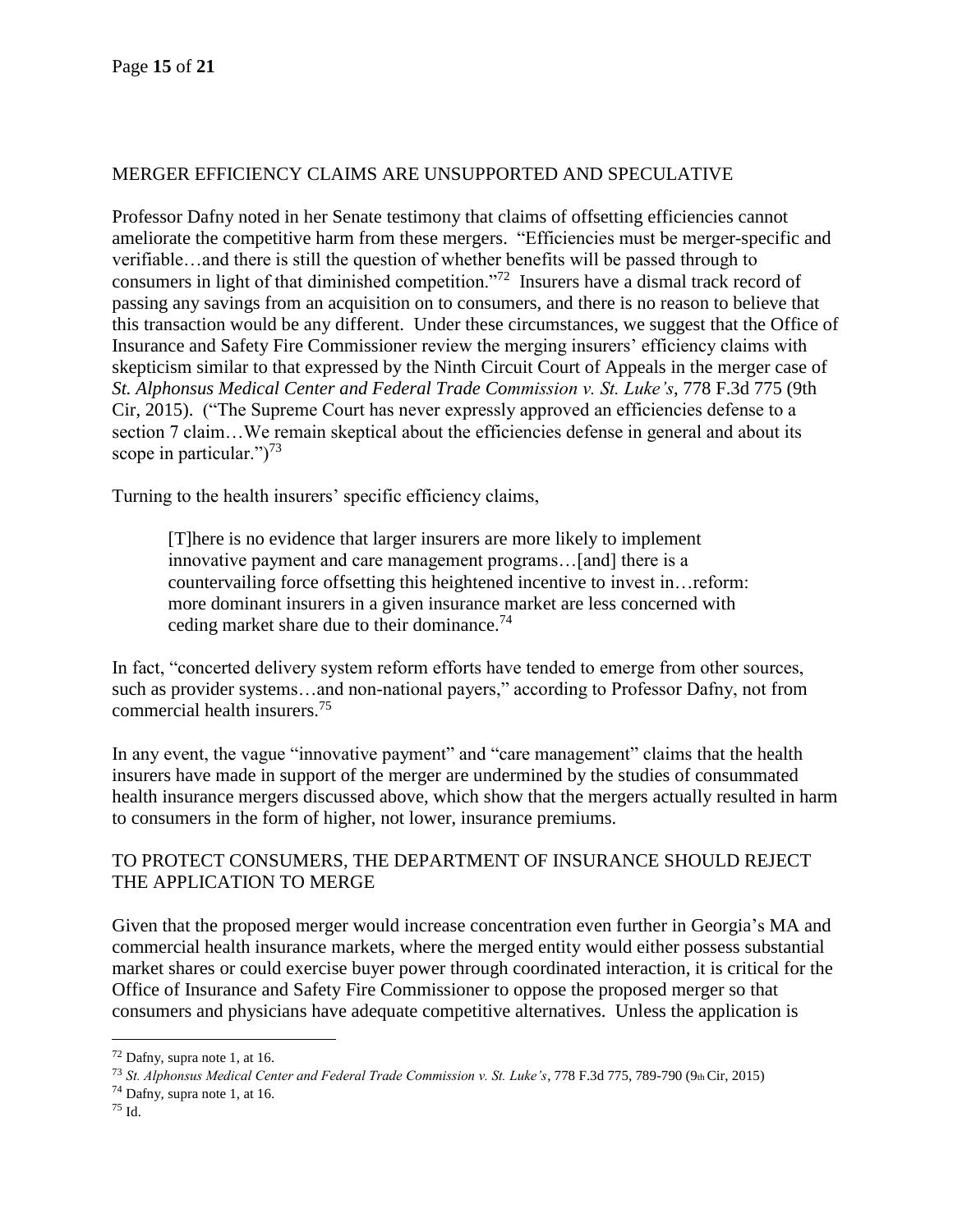## MERGER EFFICIENCY CLAIMS ARE UNSUPPORTED AND SPECULATIVE

Professor Dafny noted in her Senate testimony that claims of offsetting efficiencies cannot ameliorate the competitive harm from these mergers. "Efficiencies must be merger-specific and verifiable…and there is still the question of whether benefits will be passed through to consumers in light of that diminished competition."[72] Insurers have a dismal track record of passing any savings from an acquisition on to consumers, and there is no reason to believe that this transaction would be any different. Under these circumstances, we suggest that the Office of Insurance and Safety Fire Commissioner review the merging insurers' efficiency claims with skepticism similar to that expressed by the Ninth Circuit Court of Appeals in the merger case of *St. Alphonsus Medical Center and Federal Trade Commission v. St. Luke's*, 778 F.3d 775 (9th Cir, 2015). ("The Supreme Court has never expressly approved an efficiencies defense to a section 7 claim…We remain skeptical about the efficiencies defense in general and about its scope in particular.")[73]

Turning to the health insurers' specific efficiency claims,

> [T]here is no evidence that larger insurers are more likely to implement innovative payment and care management programs…[and] there is a countervailing force offsetting this heightened incentive to invest in…reform: more dominant insurers in a given insurance market are less concerned with ceding market share due to their dominance.[74]

In fact, "concerted delivery system reform efforts have tended to emerge from other sources, such as provider systems…and non-national payers," according to Professor Dafny, not from commercial health insurers.[75]

In any event, the vague "innovative payment" and "care management" claims that the health insurers have made in support of the merger are undermined by the studies of consummated health insurance mergers discussed above, which show that the mergers actually resulted in harm to consumers in the form of higher, not lower, insurance premiums.

## TO PROTECT CONSUMERS, THE DEPARTMENT OF INSURANCE SHOULD REJECT THE APPLICATION TO MERGE

Given that the proposed merger would increase concentration even further in Georgia's MA and commercial health insurance markets, where the merged entity would either possess substantial market shares or could exercise buyer power through coordinated interaction, it is critical for the Office of Insurance and Safety Fire Commissioner to oppose the proposed merger so that consumers and physicians have adequate competitive alternatives. Unless the application is

---

[72] Dafny, supra note 1, at 16.

[73] *St. Alphonsus Medical Center and Federal Trade Commission v. St. Luke's*, 778 F.3d 775, 789-790 (9th Cir, 2015)

[74] Dafny, supra note 1, at 16.

[75] Id.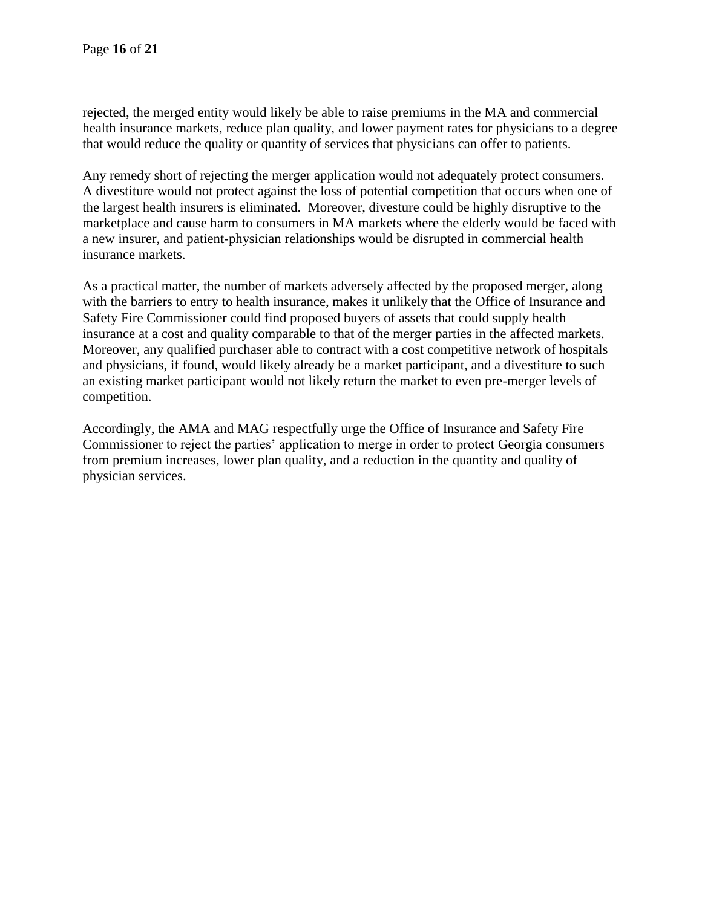rejected, the merged entity would likely be able to raise premiums in the MA and commercial health insurance markets, reduce plan quality, and lower payment rates for physicians to a degree that would reduce the quality or quantity of services that physicians can offer to patients.

Any remedy short of rejecting the merger application would not adequately protect consumers. A divestiture would not protect against the loss of potential competition that occurs when one of the largest health insurers is eliminated. Moreover, divesture could be highly disruptive to the marketplace and cause harm to consumers in MA markets where the elderly would be faced with a new insurer, and patient-physician relationships would be disrupted in commercial health insurance markets.

As a practical matter, the number of markets adversely affected by the proposed merger, along with the barriers to entry to health insurance, makes it unlikely that the Office of Insurance and Safety Fire Commissioner could find proposed buyers of assets that could supply health insurance at a cost and quality comparable to that of the merger parties in the affected markets. Moreover, any qualified purchaser able to contract with a cost competitive network of hospitals and physicians, if found, would likely already be a market participant, and a divestiture to such an existing market participant would not likely return the market to even pre-merger levels of competition.

Accordingly, the AMA and MAG respectfully urge the Office of Insurance and Safety Fire Commissioner to reject the parties' application to merge in order to protect Georgia consumers from premium increases, lower plan quality, and a reduction in the quantity and quality of physician services.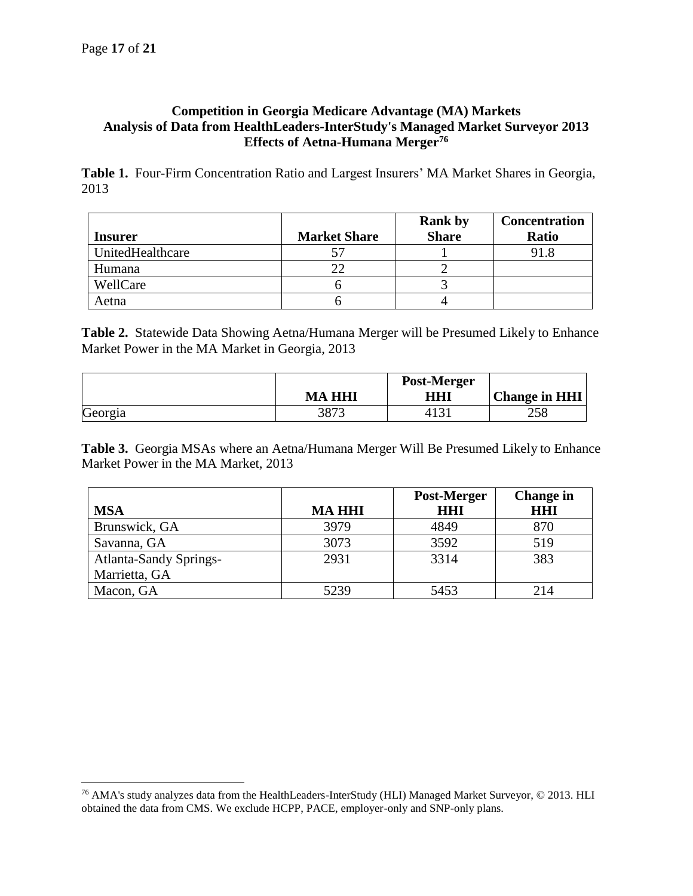## Competition in Georgia Medicare Advantage (MA) Markets
## Analysis of Data from HealthLeaders-InterStudy's Managed Market Surveyor 2013
## Effects of Aetna-Humana Merger[76]

**Table 1.** Four-Firm Concentration Ratio and Largest Insurers' MA Market Shares in Georgia, 2013

| Insurer | Market Share | Rank by Share | Concentration Ratio |
|---|---|---|---|
| UnitedHealthcare | 57 | 1 | 91.8 |
| Humana | 22 | 2 | |
| WellCare | 6 | 3 | |
| Aetna | 6 | 4 | |

**Table 2.** Statewide Data Showing Aetna/Humana Merger will be Presumed Likely to Enhance Market Power in the MA Market in Georgia, 2013

| | MA HHI | Post-Merger HHI | Change in HHI |
|---|---|---|---|
| Georgia | 3873 | 4131 | 258 |

**Table 3.** Georgia MSAs where an Aetna/Humana Merger Will Be Presumed Likely to Enhance Market Power in the MA Market, 2013

| MSA | MA HHI | Post-Merger HHI | Change in HHI |
|---|---|---|---|
| Brunswick, GA | 3979 | 4849 | 870 |
| Savanna, GA | 3073 | 3592 | 519 |
| Atlanta-Sandy Springs-Marrietta, GA | 2931 | 3314 | 383 |
| Macon, GA | 5239 | 5453 | 214 |

[76] AMA's study analyzes data from the HealthLeaders-InterStudy (HLI) Managed Market Surveyor, © 2013. HLI obtained the data from CMS. We exclude HCPP, PACE, employer-only and SNP-only plans.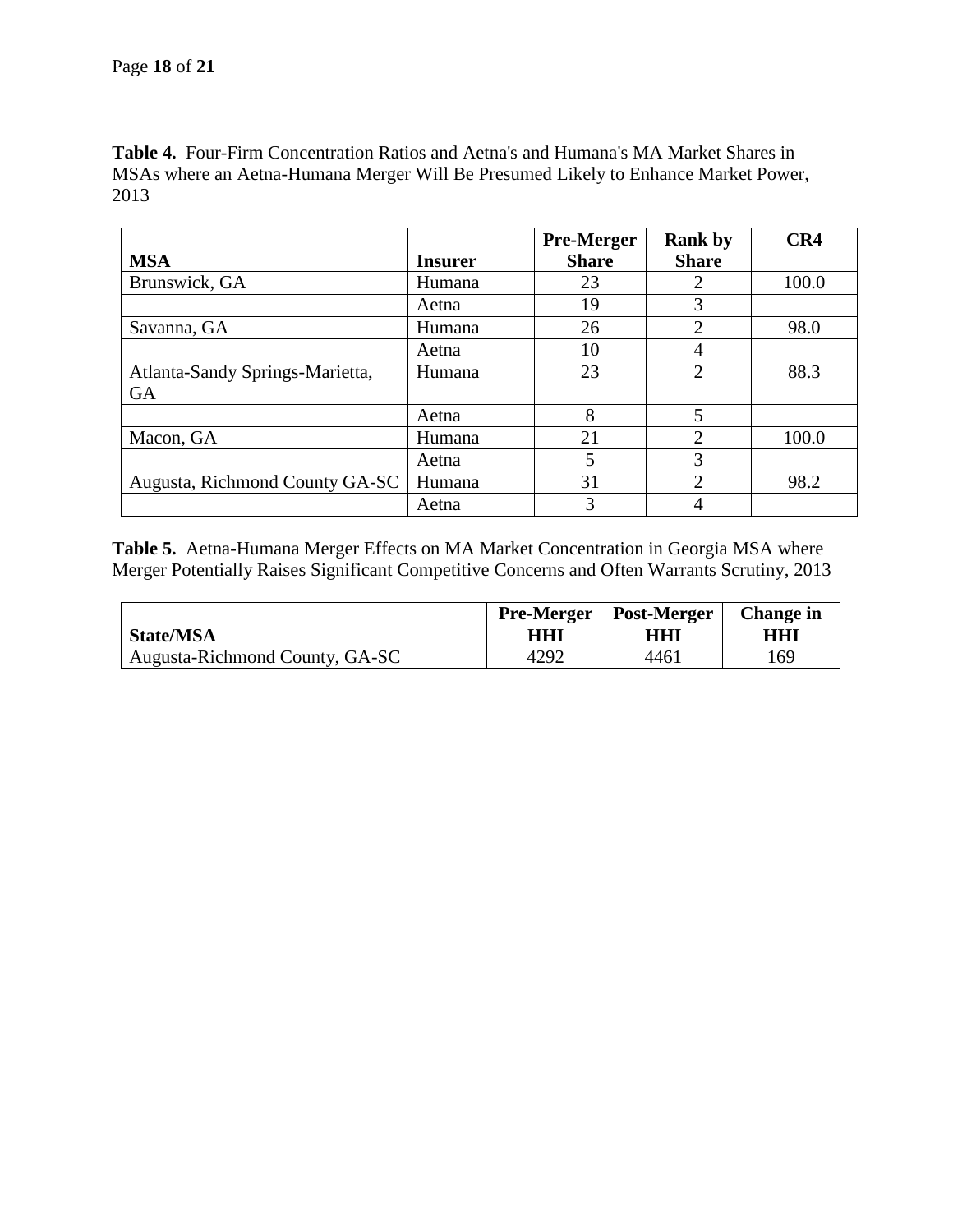**Table 4.** Four-Firm Concentration Ratios and Aetna's and Humana's MA Market Shares in MSAs where an Aetna-Humana Merger Will Be Presumed Likely to Enhance Market Power, 2013

| MSA | Insurer | Pre-Merger Share | Rank by Share | CR4 |
|---|---|---|---|---|
| Brunswick, GA | Humana | 23 | 2 | 100.0 |
| | Aetna | 19 | 3 | |
| Savanna, GA | Humana | 26 | 2 | 98.0 |
| | Aetna | 10 | 4 | |
| Atlanta-Sandy Springs-Marietta, GA | Humana | 23 | 2 | 88.3 |
| | Aetna | 8 | 5 | |
| Macon, GA | Humana | 21 | 2 | 100.0 |
| | Aetna | 5 | 3 | |
| Augusta, Richmond County GA-SC | Humana | 31 | 2 | 98.2 |
| | Aetna | 3 | 4 | |

**Table 5.** Aetna-Humana Merger Effects on MA Market Concentration in Georgia MSA where Merger Potentially Raises Significant Competitive Concerns and Often Warrants Scrutiny, 2013

| State/MSA | Pre-Merger HHI | Post-Merger HHI | Change in HHI |
|---|---|---|---|
| Augusta-Richmond County, GA-SC | 4292 | 4461 | 169 |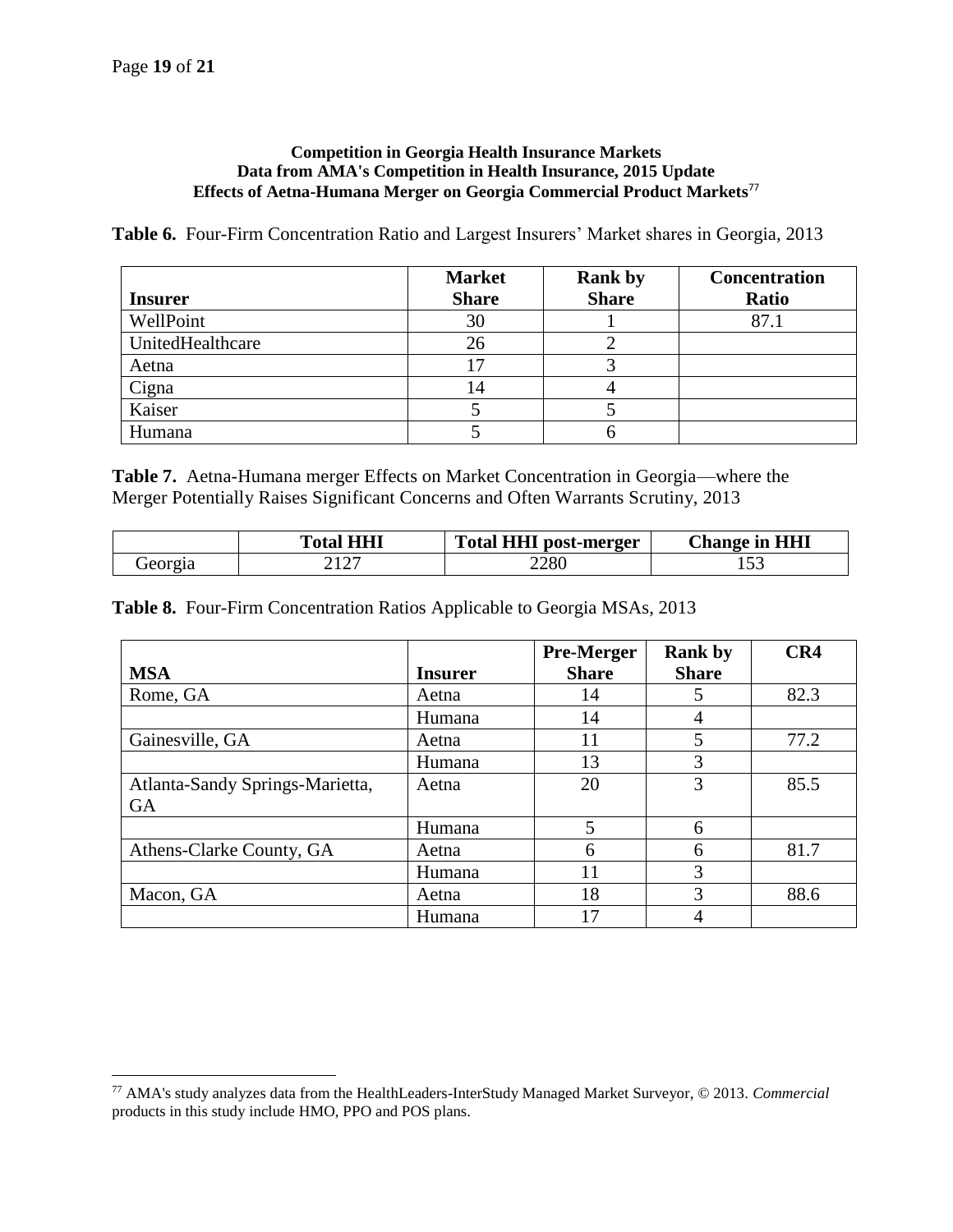**Competition in Georgia Health Insurance Markets**
**Data from AMA's Competition in Health Insurance, 2015 Update**
**Effects of Aetna-Humana Merger on Georgia Commercial Product Markets**[77]

**Table 6.** Four-Firm Concentration Ratio and Largest Insurers' Market shares in Georgia, 2013

| Insurer | Market Share | Rank by Share | Concentration Ratio |
|---|---|---|---|
| WellPoint | 30 | 1 | 87.1 |
| UnitedHealthcare | 26 | 2 | |
| Aetna | 17 | 3 | |
| Cigna | 14 | 4 | |
| Kaiser | 5 | 5 | |
| Humana | 5 | 6 | |

**Table 7.** Aetna-Humana merger Effects on Market Concentration in Georgia—where the Merger Potentially Raises Significant Concerns and Often Warrants Scrutiny, 2013

| | Total HHI | Total HHI post-merger | Change in HHI |
|---|---|---|---|
| Georgia | 2127 | 2280 | 153 |

**Table 8.** Four-Firm Concentration Ratios Applicable to Georgia MSAs, 2013

| MSA | Insurer | Pre-Merger Share | Rank by Share | CR4 |
|---|---|---|---|---|
| Rome, GA | Aetna | 14 | 5 | 82.3 |
| | Humana | 14 | 4 | |
| Gainesville, GA | Aetna | 11 | 5 | 77.2 |
| | Humana | 13 | 3 | |
| Atlanta-Sandy Springs-Marietta, GA | Aetna | 20 | 3 | 85.5 |
| | Humana | 5 | 6 | |
| Athens-Clarke County, GA | Aetna | 6 | 6 | 81.7 |
| | Humana | 11 | 3 | |
| Macon, GA | Aetna | 18 | 3 | 88.6 |
| | Humana | 17 | 4 | |

[77] AMA's study analyzes data from the HealthLeaders-InterStudy Managed Market Surveyor, © 2013. *Commercial* products in this study include HMO, PPO and POS plans.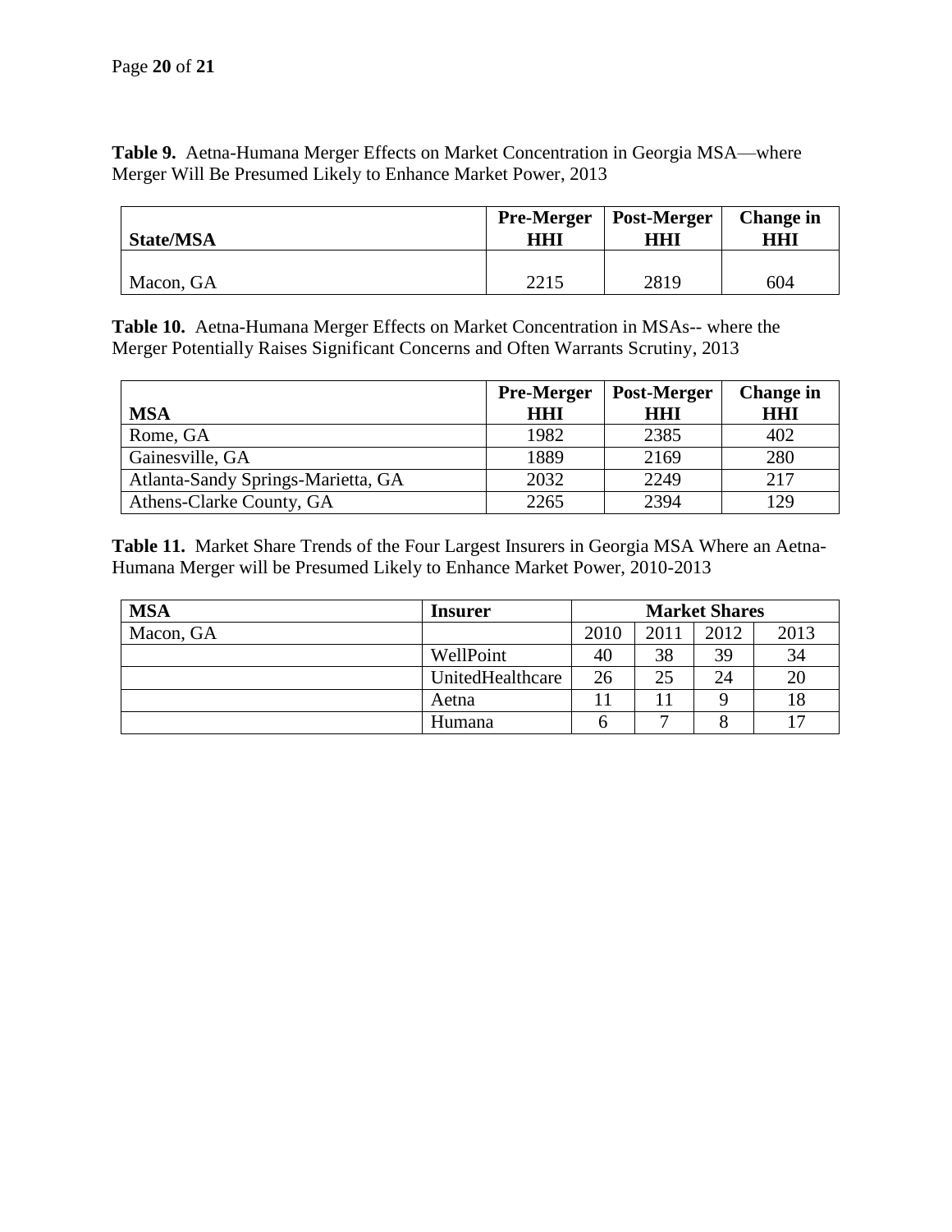**Table 9.** Aetna-Humana Merger Effects on Market Concentration in Georgia MSA—where Merger Will Be Presumed Likely to Enhance Market Power, 2013

| State/MSA | Pre-Merger HHI | Post-Merger HHI | Change in HHI |
|---|---|---|---|
| Macon, GA | 2215 | 2819 | 604 |

**Table 10.** Aetna-Humana Merger Effects on Market Concentration in MSAs-- where the Merger Potentially Raises Significant Concerns and Often Warrants Scrutiny, 2013

| MSA | Pre-Merger HHI | Post-Merger HHI | Change in HHI |
|---|---|---|---|
| Rome, GA | 1982 | 2385 | 402 |
| Gainesville, GA | 1889 | 2169 | 280 |
| Atlanta-Sandy Springs-Marietta, GA | 2032 | 2249 | 217 |
| Athens-Clarke County, GA | 2265 | 2394 | 129 |

**Table 11.** Market Share Trends of the Four Largest Insurers in Georgia MSA Where an Aetna-Humana Merger will be Presumed Likely to Enhance Market Power, 2010-2013

| MSA | Insurer | Market Shares | | | |
|---|---|---|---|---|---|
| Macon, GA | | 2010 | 2011 | 2012 | 2013 |
| | WellPoint | 40 | 38 | 39 | 34 |
| | UnitedHealthcare | 26 | 25 | 24 | 20 |
| | Aetna | 11 | 11 | 9 | 18 |
| | Humana | 6 | 7 | 8 | 17 |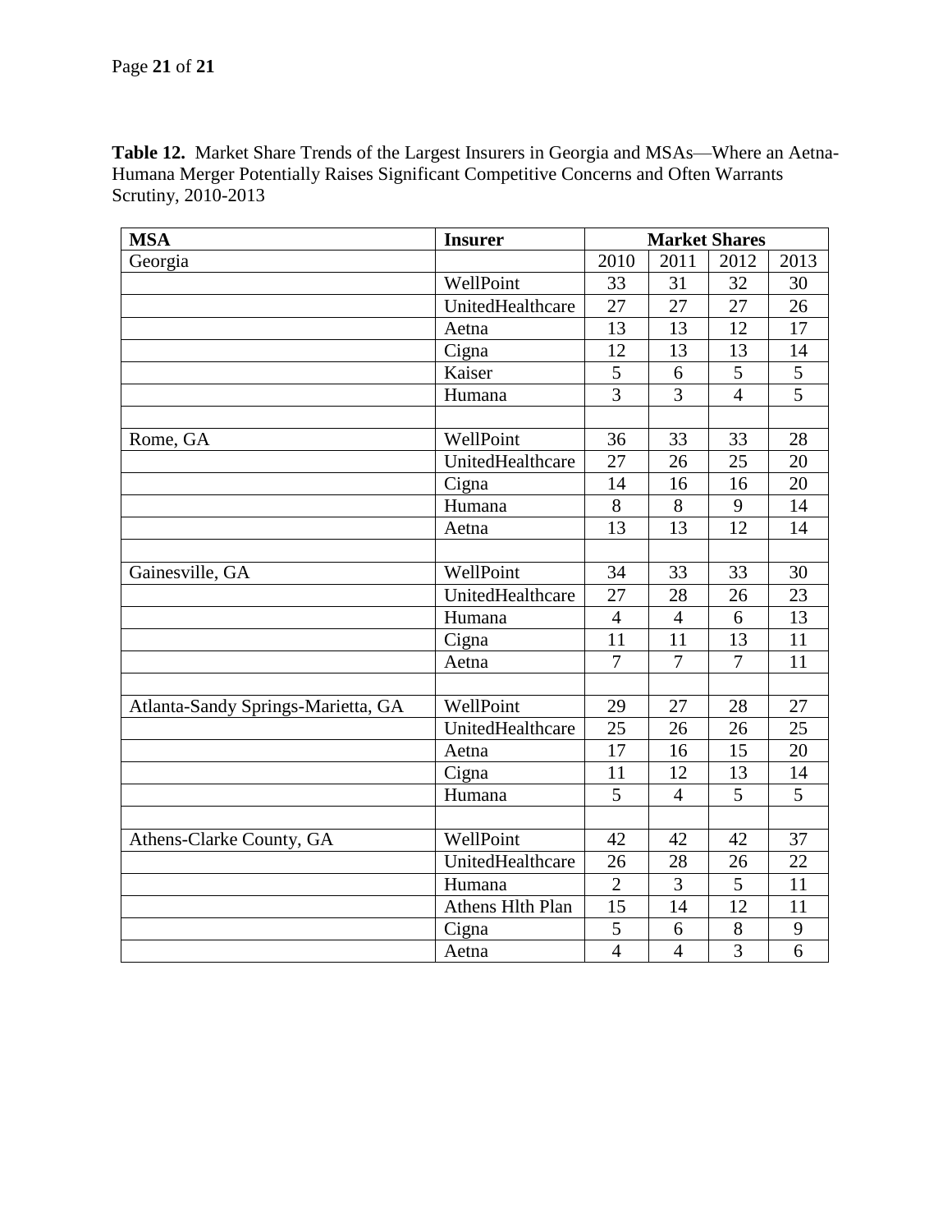**Table 12.** Market Share Trends of the Largest Insurers in Georgia and MSAs—Where an Aetna-Humana Merger Potentially Raises Significant Competitive Concerns and Often Warrants Scrutiny, 2010-2013

| MSA | Insurer | Market Shares | | | |
|---|---|---|---|---|---|
| Georgia | | 2010 | 2011 | 2012 | 2013 |
| | WellPoint | 33 | 31 | 32 | 30 |
| | UnitedHealthcare | 27 | 27 | 27 | 26 |
| | Aetna | 13 | 13 | 12 | 17 |
| | Cigna | 12 | 13 | 13 | 14 |
| | Kaiser | 5 | 6 | 5 | 5 |
| | Humana | 3 | 3 | 4 | 5 |
| | | | | | |
| Rome, GA | WellPoint | 36 | 33 | 33 | 28 |
| | UnitedHealthcare | 27 | 26 | 25 | 20 |
| | Cigna | 14 | 16 | 16 | 20 |
| | Humana | 8 | 8 | 9 | 14 |
| | Aetna | 13 | 13 | 12 | 14 |
| | | | | | |
| Gainesville, GA | WellPoint | 34 | 33 | 33 | 30 |
| | UnitedHealthcare | 27 | 28 | 26 | 23 |
| | Humana | 4 | 4 | 6 | 13 |
| | Cigna | 11 | 11 | 13 | 11 |
| | Aetna | 7 | 7 | 7 | 11 |
| | | | | | |
| Atlanta-Sandy Springs-Marietta, GA | WellPoint | 29 | 27 | 28 | 27 |
| | UnitedHealthcare | 25 | 26 | 26 | 25 |
| | Aetna | 17 | 16 | 15 | 20 |
| | Cigna | 11 | 12 | 13 | 14 |
| | Humana | 5 | 4 | 5 | 5 |
| | | | | | |
| Athens-Clarke County, GA | WellPoint | 42 | 42 | 42 | 37 |
| | UnitedHealthcare | 26 | 28 | 26 | 22 |
| | Humana | 2 | 3 | 5 | 11 |
| | Athens Hlth Plan | 15 | 14 | 12 | 11 |
| | Cigna | 5 | 6 | 8 | 9 |
| | Aetna | 4 | 4 | 3 | 6 |